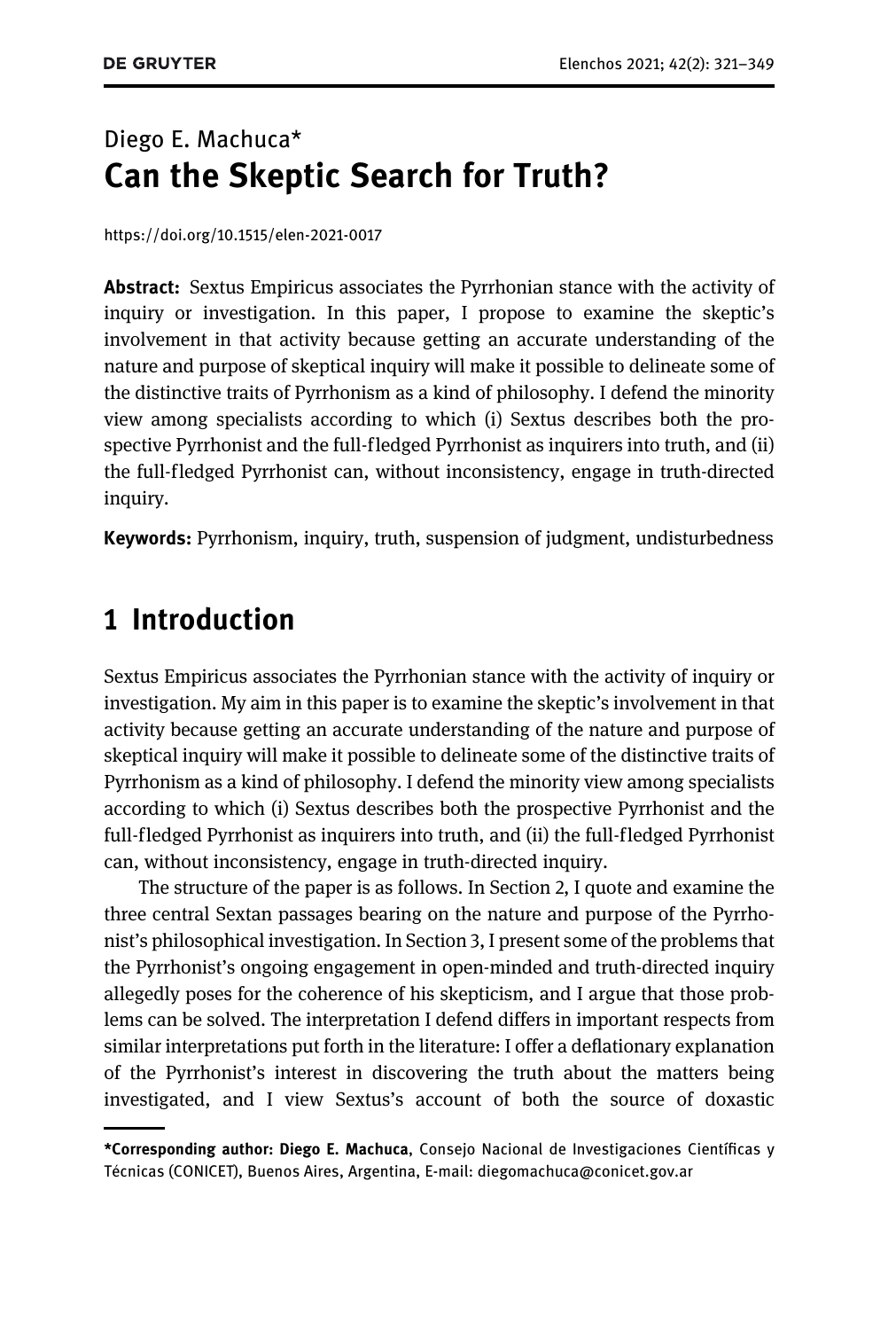Diego E. Machuca*

# Can the Skeptic Search for Truth?

https://doi.org/10.1515/elen-2021-0017

**Abstract:** Sextus Empiricus associates the Pyrrhonian stance with the activity of inquiry or investigation. In this paper, I propose to examine the skeptic's involvement in that activity because getting an accurate understanding of the nature and purpose of skeptical inquiry will make it possible to delineate some of the distinctive traits of Pyrrhonism as a kind of philosophy. I defend the minority view among specialists according to which (i) Sextus describes both the prospective Pyrrhonist and the full-fledged Pyrrhonist as inquirers into truth, and (ii) the full-fledged Pyrrhonist can, without inconsistency, engage in truth-directed inquiry.

**Keywords:** Pyrrhonism, inquiry, truth, suspension of judgment, undisturbedness

## 1 Introduction

Sextus Empiricus associates the Pyrrhonian stance with the activity of inquiry or investigation. My aim in this paper is to examine the skeptic's involvement in that activity because getting an accurate understanding of the nature and purpose of skeptical inquiry will make it possible to delineate some of the distinctive traits of Pyrrhonism as a kind of philosophy. I defend the minority view among specialists according to which (i) Sextus describes both the prospective Pyrrhonist and the full-fledged Pyrrhonist as inquirers into truth, and (ii) the full-fledged Pyrrhonist can, without inconsistency, engage in truth-directed inquiry.

The structure of the paper is as follows. In Section 2, I quote and examine the three central Sextan passages bearing on the nature and purpose of the Pyrrhonist's philosophical investigation. In Section 3, I present some of the problems that the Pyrrhonist's ongoing engagement in open-minded and truth-directed inquiry allegedly poses for the coherence of his skepticism, and I argue that those problems can be solved. The interpretation I defend differs in important respects from similar interpretations put forth in the literature: I offer a deflationary explanation of the Pyrrhonist's interest in discovering the truth about the matters being investigated, and I view Sextus's account of both the source of doxastic

---

***Corresponding author: Diego E. Machuca**, Consejo Nacional de Investigaciones Científicas y Técnicas (CONICET), Buenos Aires, Argentina, E-mail: diegomachuca@conicet.gov.ar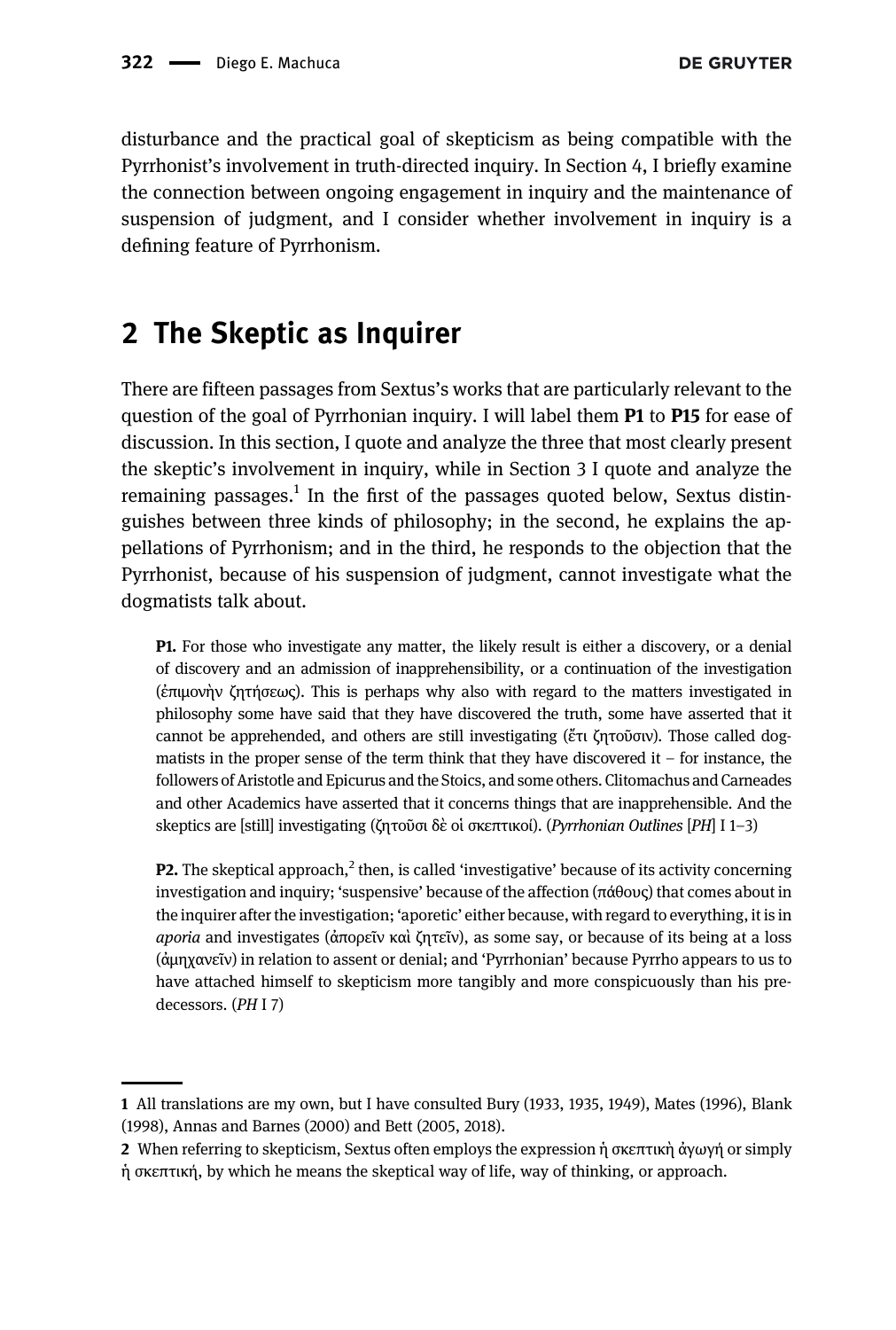disturbance and the practical goal of skepticism as being compatible with the Pyrrhonist's involvement in truth-directed inquiry. In Section 4, I briefly examine the connection between ongoing engagement in inquiry and the maintenance of suspension of judgment, and I consider whether involvement in inquiry is a defining feature of Pyrrhonism.

## 2 The Skeptic as Inquirer

There are fifteen passages from Sextus's works that are particularly relevant to the question of the goal of Pyrrhonian inquiry. I will label them **P1** to **P15** for ease of discussion. In this section, I quote and analyze the three that most clearly present the skeptic's involvement in inquiry, while in Section 3 I quote and analyze the remaining passages.[1] In the first of the passages quoted below, Sextus distinguishes between three kinds of philosophy; in the second, he explains the appellations of Pyrrhonism; and in the third, he responds to the objection that the Pyrrhonist, because of his suspension of judgment, cannot investigate what the dogmatists talk about.

> **P1.** For those who investigate any matter, the likely result is either a discovery, or a denial of discovery and an admission of inapprehensibility, or a continuation of the investigation (ἐπιμονὴν ζητήσεως). This is perhaps why also with regard to the matters investigated in philosophy some have said that they have discovered the truth, some have asserted that it cannot be apprehended, and others are still investigating (ἔτι ζητοῦσιν). Those called dogmatists in the proper sense of the term think that they have discovered it – for instance, the followers of Aristotle and Epicurus and the Stoics, and some others. Clitomachus and Carneades and other Academics have asserted that it concerns things that are inapprehensible. And the skeptics are [still] investigating (ζητοῦσι δὲ οἱ σκεπτικοί). (*Pyrrhonian Outlines* [*PH*] I 1–3)

> **P2.** The skeptical approach,[2] then, is called 'investigative' because of its activity concerning investigation and inquiry; 'suspensive' because of the affection (πάθους) that comes about in the inquirer after the investigation; 'aporetic' either because, with regard to everything, it is in *aporia* and investigates (ἀπορεῖν καὶ ζητεῖν), as some say, or because of its being at a loss (ἀμηχανεῖν) in relation to assent or denial; and 'Pyrrhonian' because Pyrrho appears to us to have attached himself to skepticism more tangibly and more conspicuously than his predecessors. (*PH* I 7)

---

[1] All translations are my own, but I have consulted Bury (1933, 1935, 1949), Mates (1996), Blank (1998), Annas and Barnes (2000) and Bett (2005, 2018).

[2] When referring to skepticism, Sextus often employs the expression ἡ σκεπτικὴ ἀγωγή or simply ἡ σκεπτική, by which he means the skeptical way of life, way of thinking, or approach.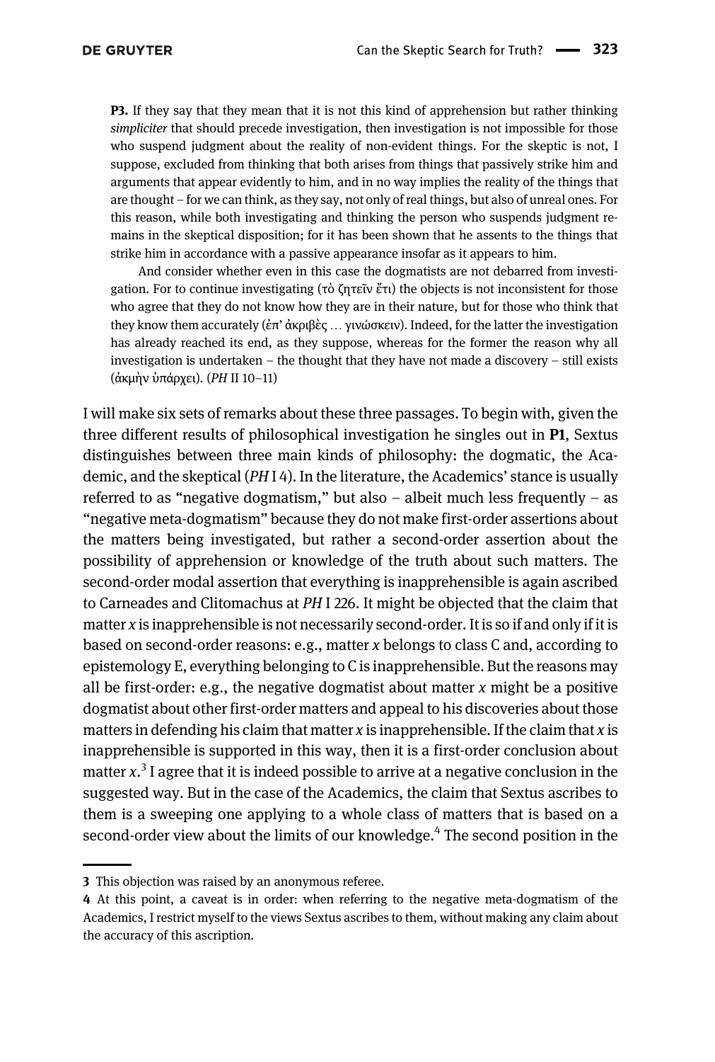**P3.** If they say that they mean that it is not this kind of apprehension but rather thinking *simpliciter* that should precede investigation, then investigation is not impossible for those who suspend judgment about the reality of non-evident things. For the skeptic is not, I suppose, excluded from thinking that both arises from things that passively strike him and arguments that appear evidently to him, and in no way implies the reality of the things that are thought – for we can think, as they say, not only of real things, but also of unreal ones. For this reason, while both investigating and thinking the person who suspends judgment remains in the skeptical disposition; for it has been shown that he assents to the things that strike him in accordance with a passive appearance insofar as it appears to him.

And consider whether even in this case the dogmatists are not debarred from investigation. For to continue investigating (τὸ ζητεῖν ἔτι) the objects is not inconsistent for those who agree that they do not know how they are in their nature, but for those who think that they know them accurately (ἐπ' ἀκριβὲς … γινώσκειν). Indeed, for the latter the investigation has already reached its end, as they suppose, whereas for the former the reason why all investigation is undertaken – the thought that they have not made a discovery – still exists (ἀκμὴν ὑπάρχει). (*PH* II 10–11)

I will make six sets of remarks about these three passages. To begin with, given the three different results of philosophical investigation he singles out in **P1**, Sextus distinguishes between three main kinds of philosophy: the dogmatic, the Academic, and the skeptical (*PH* I 4). In the literature, the Academics' stance is usually referred to as "negative dogmatism," but also – albeit much less frequently – as "negative meta-dogmatism" because they do not make first-order assertions about the matters being investigated, but rather a second-order assertion about the possibility of apprehension or knowledge of the truth about such matters. The second-order modal assertion that everything is inapprehensible is again ascribed to Carneades and Clitomachus at *PH* I 226. It might be objected that the claim that matter *x* is inapprehensible is not necessarily second-order. It is so if and only if it is based on second-order reasons: e.g., matter *x* belongs to class C and, according to epistemology E, everything belonging to C is inapprehensible. But the reasons may all be first-order: e.g., the negative dogmatist about matter *x* might be a positive dogmatist about other first-order matters and appeal to his discoveries about those matters in defending his claim that matter *x* is inapprehensible. If the claim that *x* is inapprehensible is supported in this way, then it is a first-order conclusion about matter *x*.[3] I agree that it is indeed possible to arrive at a negative conclusion in the suggested way. But in the case of the Academics, the claim that Sextus ascribes to them is a sweeping one applying to a whole class of matters that is based on a second-order view about the limits of our knowledge.[4] The second position in the

---

3 This objection was raised by an anonymous referee.

4 At this point, a caveat is in order: when referring to the negative meta-dogmatism of the Academics, I restrict myself to the views Sextus ascribes to them, without making any claim about the accuracy of this ascription.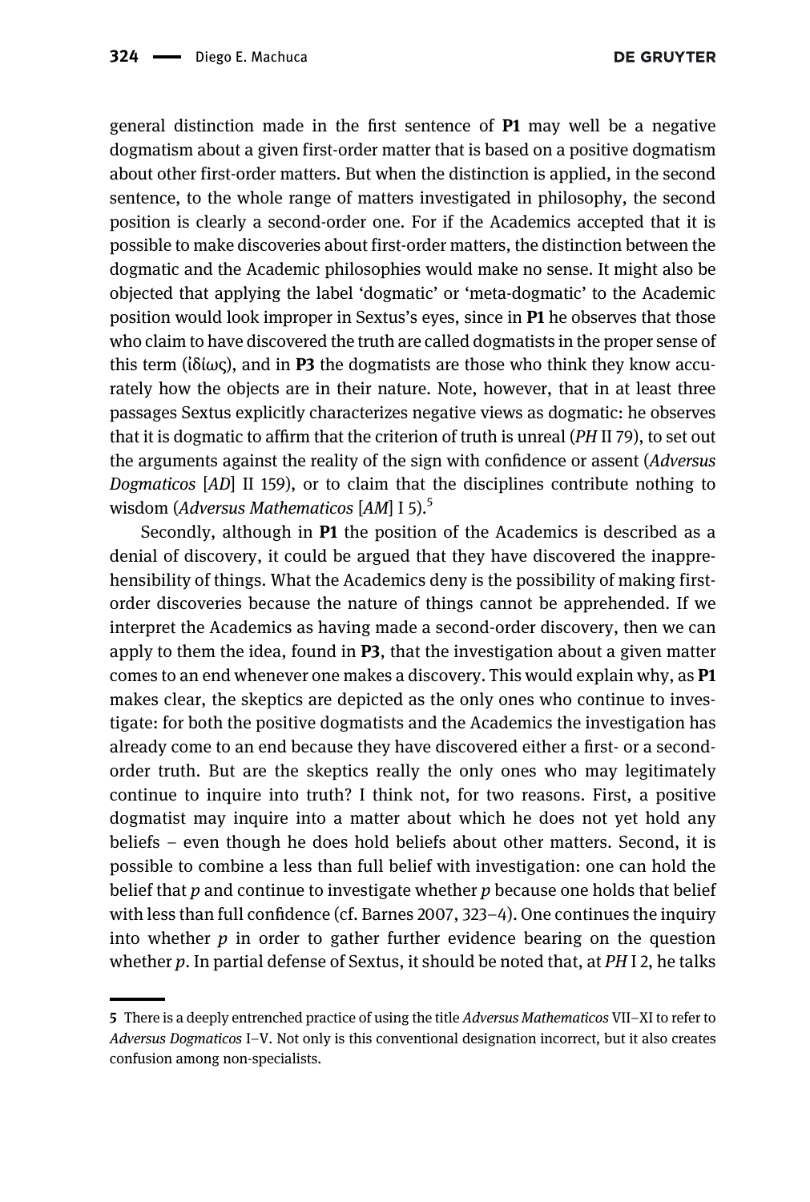general distinction made in the first sentence of **P1** may well be a negative dogmatism about a given first-order matter that is based on a positive dogmatism about other first-order matters. But when the distinction is applied, in the second sentence, to the whole range of matters investigated in philosophy, the second position is clearly a second-order one. For if the Academics accepted that it is possible to make discoveries about first-order matters, the distinction between the dogmatic and the Academic philosophies would make no sense. It might also be objected that applying the label 'dogmatic' or 'meta-dogmatic' to the Academic position would look improper in Sextus's eyes, since in **P1** he observes that those who claim to have discovered the truth are called dogmatists in the proper sense of this term (ἰδίως), and in **P3** the dogmatists are those who think they know accurately how the objects are in their nature. Note, however, that in at least three passages Sextus explicitly characterizes negative views as dogmatic: he observes that it is dogmatic to affirm that the criterion of truth is unreal (*PH* II 79), to set out the arguments against the reality of the sign with confidence or assent (*Adversus Dogmaticos* [*AD*] II 159), or to claim that the disciplines contribute nothing to wisdom (*Adversus Mathematicos* [*AM*] I 5).[5]

Secondly, although in **P1** the position of the Academics is described as a denial of discovery, it could be argued that they have discovered the inapprehensibility of things. What the Academics deny is the possibility of making first-order discoveries because the nature of things cannot be apprehended. If we interpret the Academics as having made a second-order discovery, then we can apply to them the idea, found in **P3**, that the investigation about a given matter comes to an end whenever one makes a discovery. This would explain why, as **P1** makes clear, the skeptics are depicted as the only ones who continue to investigate: for both the positive dogmatists and the Academics the investigation has already come to an end because they have discovered either a first- or a second-order truth. But are the skeptics really the only ones who may legitimately continue to inquire into truth? I think not, for two reasons. First, a positive dogmatist may inquire into a matter about which he does not yet hold any beliefs – even though he does hold beliefs about other matters. Second, it is possible to combine a less than full belief with investigation: one can hold the belief that *p* and continue to investigate whether *p* because one holds that belief with less than full confidence (cf. Barnes 2007, 323–4). One continues the inquiry into whether *p* in order to gather further evidence bearing on the question whether *p*. In partial defense of Sextus, it should be noted that, at *PH* I 2, he talks

---

5 There is a deeply entrenched practice of using the title *Adversus Mathematicos* VII–XI to refer to *Adversus Dogmaticos* I–V. Not only is this conventional designation incorrect, but it also creates confusion among non-specialists.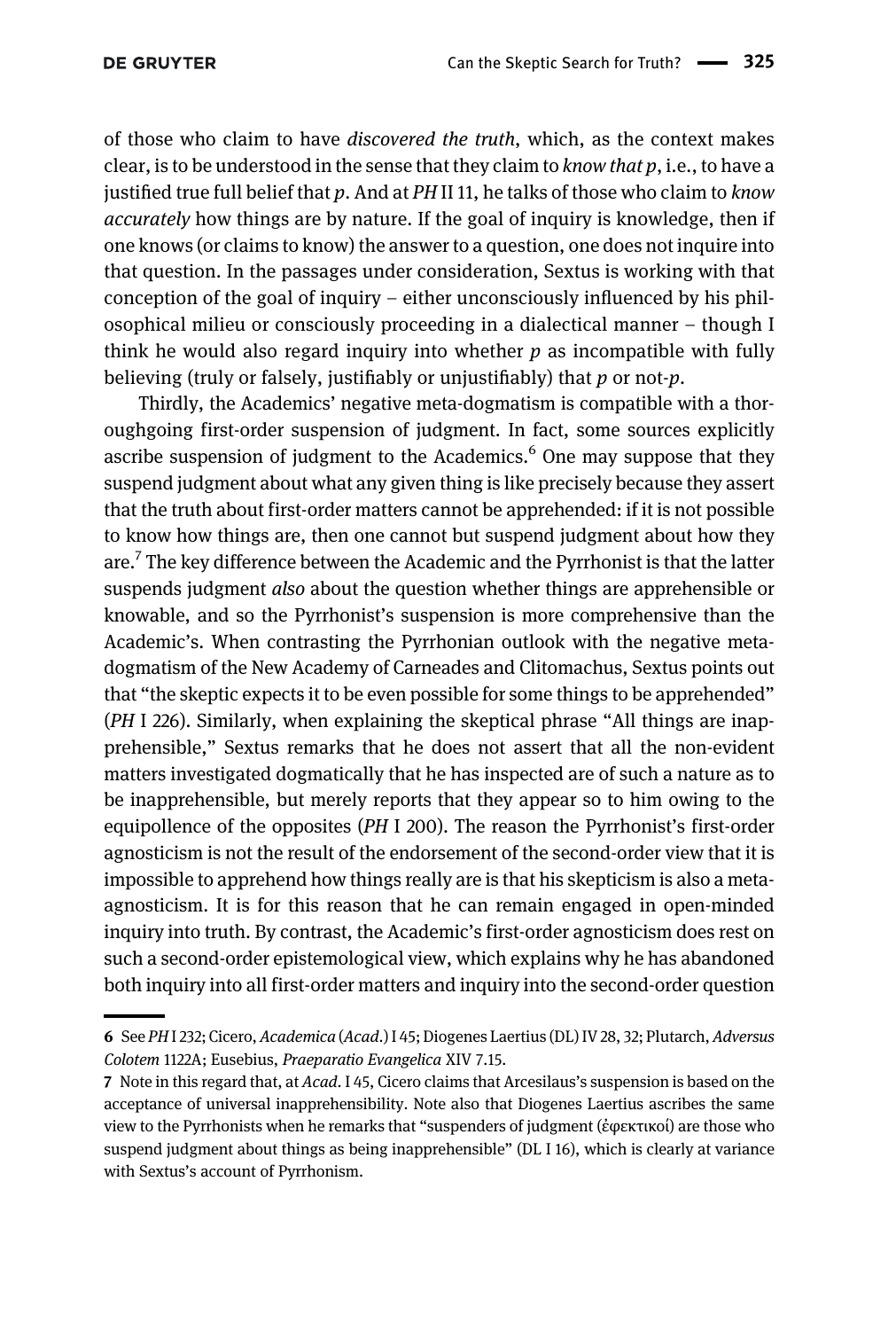of those who claim to have *discovered the truth*, which, as the context makes clear, is to be understood in the sense that they claim to *know that p*, i.e., to have a justified true full belief that *p*. And at *PH* II 11, he talks of those who claim to *know accurately* how things are by nature. If the goal of inquiry is knowledge, then if one knows (or claims to know) the answer to a question, one does not inquire into that question. In the passages under consideration, Sextus is working with that conception of the goal of inquiry – either unconsciously influenced by his philosophical milieu or consciously proceeding in a dialectical manner – though I think he would also regard inquiry into whether *p* as incompatible with fully believing (truly or falsely, justifiably or unjustifiably) that *p* or not-*p*.

Thirdly, the Academics' negative meta-dogmatism is compatible with a thoroughgoing first-order suspension of judgment. In fact, some sources explicitly ascribe suspension of judgment to the Academics.[6] One may suppose that they suspend judgment about what any given thing is like precisely because they assert that the truth about first-order matters cannot be apprehended: if it is not possible to know how things are, then one cannot but suspend judgment about how they are.[7] The key difference between the Academic and the Pyrrhonist is that the latter suspends judgment *also* about the question whether things are apprehensible or knowable, and so the Pyrrhonist's suspension is more comprehensive than the Academic's. When contrasting the Pyrrhonian outlook with the negative meta-dogmatism of the New Academy of Carneades and Clitomachus, Sextus points out that "the skeptic expects it to be even possible for some things to be apprehended" (*PH* I 226). Similarly, when explaining the skeptical phrase "All things are inapprehensible," Sextus remarks that he does not assert that all the non-evident matters investigated dogmatically that he has inspected are of such a nature as to be inapprehensible, but merely reports that they appear so to him owing to the equipollence of the opposites (*PH* I 200). The reason the Pyrrhonist's first-order agnosticism is not the result of the endorsement of the second-order view that it is impossible to apprehend how things really are is that his skepticism is also a meta-agnosticism. It is for this reason that he can remain engaged in open-minded inquiry into truth. By contrast, the Academic's first-order agnosticism does rest on such a second-order epistemological view, which explains why he has abandoned both inquiry into all first-order matters and inquiry into the second-order question

---

6 See *PH* I 232; Cicero, *Academica* (*Acad.*) I 45; Diogenes Laertius (DL) IV 28, 32; Plutarch, *Adversus Colotem* 1122A; Eusebius, *Praeparatio Evangelica* XIV 7.15.

7 Note in this regard that, at *Acad.* I 45, Cicero claims that Arcesilaus's suspension is based on the acceptance of universal inapprehensibility. Note also that Diogenes Laertius ascribes the same view to the Pyrrhonists when he remarks that "suspenders of judgment (ἐφεκτικοί) are those who suspend judgment about things as being inapprehensible" (DL I 16), which is clearly at variance with Sextus's account of Pyrrhonism.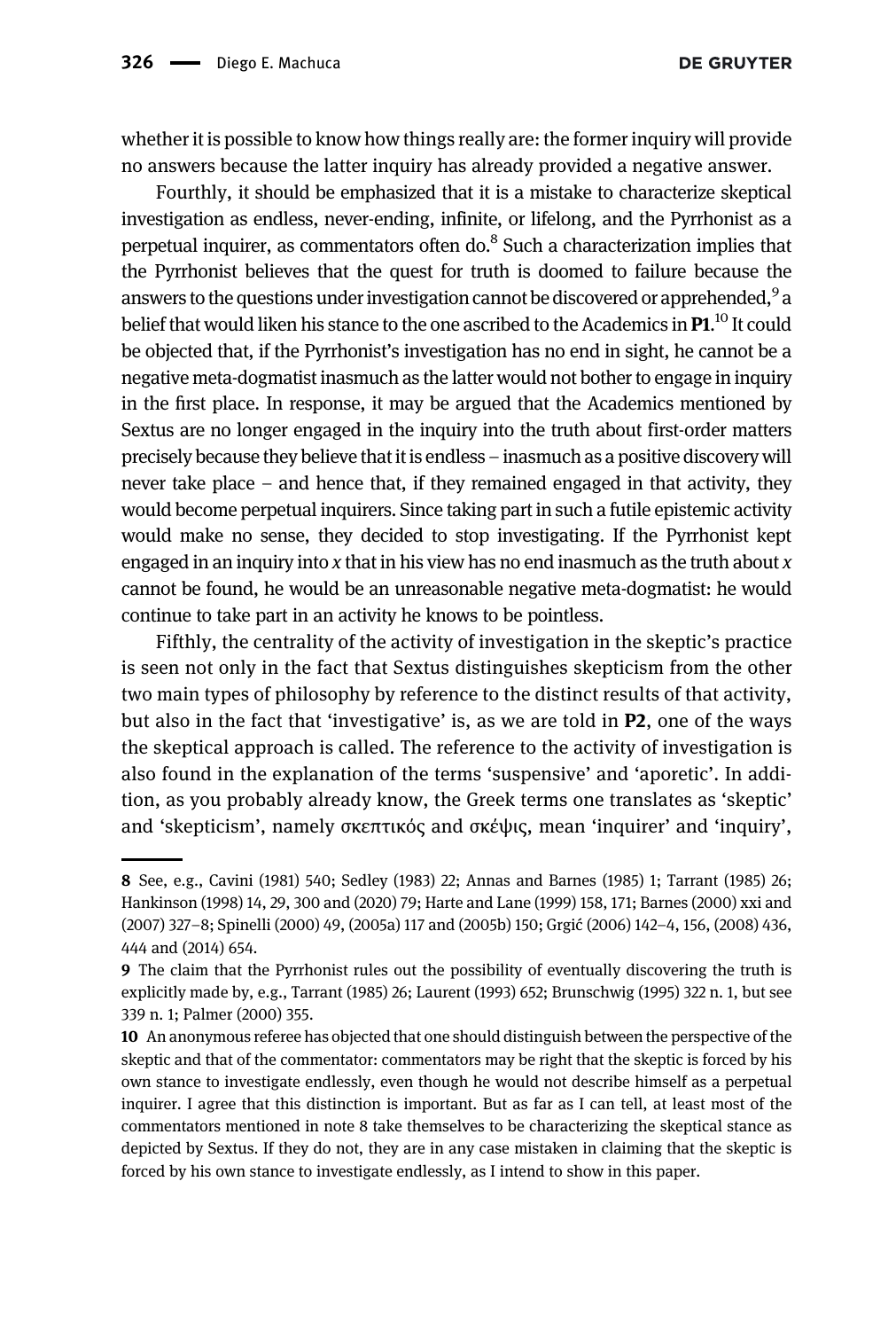whether it is possible to know how things really are: the former inquiry will provide no answers because the latter inquiry has already provided a negative answer.

Fourthly, it should be emphasized that it is a mistake to characterize skeptical investigation as endless, never-ending, infinite, or lifelong, and the Pyrrhonist as a perpetual inquirer, as commentators often do.[8] Such a characterization implies that the Pyrrhonist believes that the quest for truth is doomed to failure because the answers to the questions under investigation cannot be discovered or apprehended,[9] a belief that would liken his stance to the one ascribed to the Academics in **P1**.[10] It could be objected that, if the Pyrrhonist's investigation has no end in sight, he cannot be a negative meta-dogmatist inasmuch as the latter would not bother to engage in inquiry in the first place. In response, it may be argued that the Academics mentioned by Sextus are no longer engaged in the inquiry into the truth about first-order matters precisely because they believe that it is endless – inasmuch as a positive discovery will never take place – and hence that, if they remained engaged in that activity, they would become perpetual inquirers. Since taking part in such a futile epistemic activity would make no sense, they decided to stop investigating. If the Pyrrhonist kept engaged in an inquiry into *x* that in his view has no end inasmuch as the truth about *x* cannot be found, he would be an unreasonable negative meta-dogmatist: he would continue to take part in an activity he knows to be pointless.

Fifthly, the centrality of the activity of investigation in the skeptic's practice is seen not only in the fact that Sextus distinguishes skepticism from the other two main types of philosophy by reference to the distinct results of that activity, but also in the fact that 'investigative' is, as we are told in **P2**, one of the ways the skeptical approach is called. The reference to the activity of investigation is also found in the explanation of the terms 'suspensive' and 'aporetic'. In addition, as you probably already know, the Greek terms one translates as 'skeptic' and 'skepticism', namely σκεπτικός and σκέψις, mean 'inquirer' and 'inquiry',

---

**8** See, e.g., Cavini (1981) 540; Sedley (1983) 22; Annas and Barnes (1985) 1; Tarrant (1985) 26; Hankinson (1998) 14, 29, 300 and (2020) 79; Harte and Lane (1999) 158, 171; Barnes (2000) xxi and (2007) 327–8; Spinelli (2000) 49, (2005a) 117 and (2005b) 150; Grgić (2006) 142–4, 156, (2008) 436, 444 and (2014) 654.

**9** The claim that the Pyrrhonist rules out the possibility of eventually discovering the truth is explicitly made by, e.g., Tarrant (1985) 26; Laurent (1993) 652; Brunschwig (1995) 322 n. 1, but see 339 n. 1; Palmer (2000) 355.

**10** An anonymous referee has objected that one should distinguish between the perspective of the skeptic and that of the commentator: commentators may be right that the skeptic is forced by his own stance to investigate endlessly, even though he would not describe himself as a perpetual inquirer. I agree that this distinction is important. But as far as I can tell, at least most of the commentators mentioned in note 8 take themselves to be characterizing the skeptical stance as depicted by Sextus. If they do not, they are in any case mistaken in claiming that the skeptic is forced by his own stance to investigate endlessly, as I intend to show in this paper.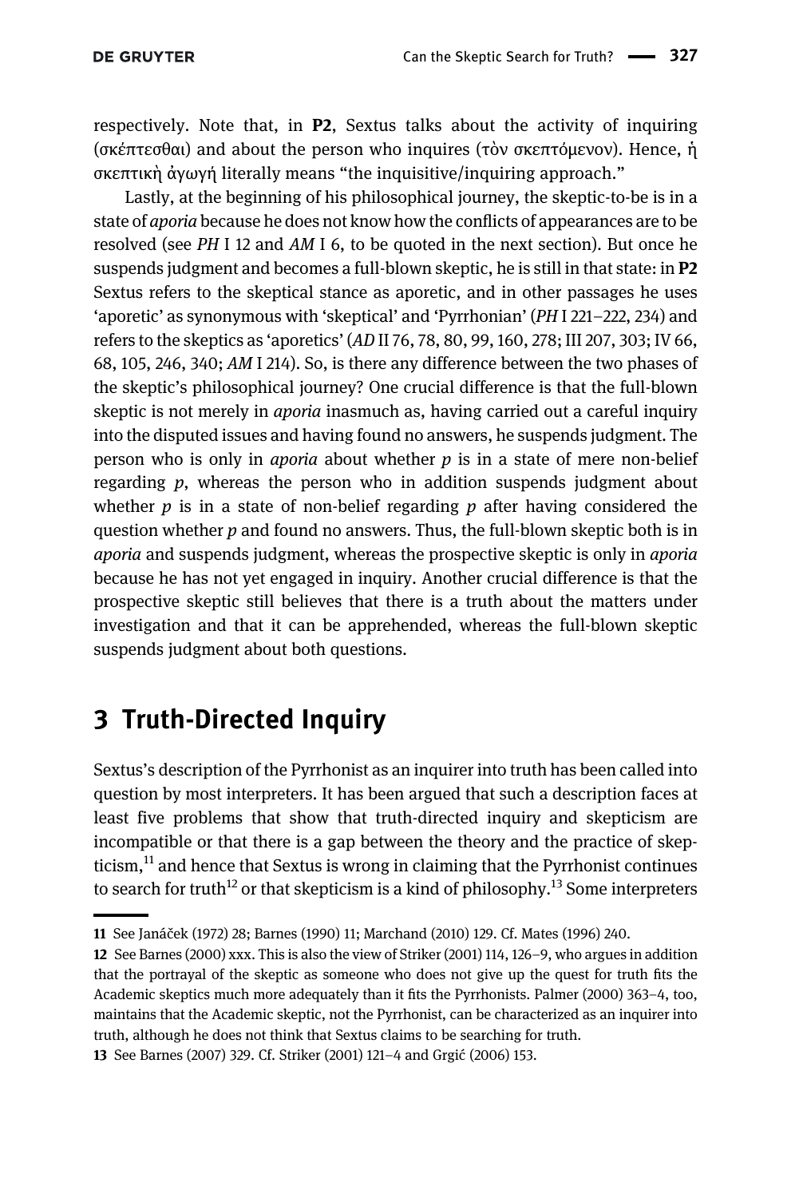respectively. Note that, in **P2**, Sextus talks about the activity of inquiring (σκέπτεσθαι) and about the person who inquires (τὸν σκεπτόμενον). Hence, ἡ σκεπτικὴ ἀγωγή literally means "the inquisitive/inquiring approach."

Lastly, at the beginning of his philosophical journey, the skeptic-to-be is in a state of *aporia* because he does not know how the conflicts of appearances are to be resolved (see *PH* I 12 and *AM* I 6, to be quoted in the next section). But once he suspends judgment and becomes a full-blown skeptic, he is still in that state: in **P2** Sextus refers to the skeptical stance as aporetic, and in other passages he uses 'aporetic' as synonymous with 'skeptical' and 'Pyrrhonian' (*PH* I 221–222, 234) and refers to the skeptics as 'aporetics' (*AD* II 76, 78, 80, 99, 160, 278; III 207, 303; IV 66, 68, 105, 246, 340; *AM* I 214). So, is there any difference between the two phases of the skeptic's philosophical journey? One crucial difference is that the full-blown skeptic is not merely in *aporia* inasmuch as, having carried out a careful inquiry into the disputed issues and having found no answers, he suspends judgment. The person who is only in *aporia* about whether *p* is in a state of mere non-belief regarding *p*, whereas the person who in addition suspends judgment about whether *p* is in a state of non-belief regarding *p* after having considered the question whether *p* and found no answers. Thus, the full-blown skeptic both is in *aporia* and suspends judgment, whereas the prospective skeptic is only in *aporia* because he has not yet engaged in inquiry. Another crucial difference is that the prospective skeptic still believes that there is a truth about the matters under investigation and that it can be apprehended, whereas the full-blown skeptic suspends judgment about both questions.

## 3 Truth-Directed Inquiry

Sextus's description of the Pyrrhonist as an inquirer into truth has been called into question by most interpreters. It has been argued that such a description faces at least five problems that show that truth-directed inquiry and skepticism are incompatible or that there is a gap between the theory and the practice of skepticism,[11] and hence that Sextus is wrong in claiming that the Pyrrhonist continues to search for truth[12] or that skepticism is a kind of philosophy.[13] Some interpreters

---

11 See Janáček (1972) 28; Barnes (1990) 11; Marchand (2010) 129. Cf. Mates (1996) 240.

12 See Barnes (2000) xxx. This is also the view of Striker (2001) 114, 126–9, who argues in addition that the portrayal of the skeptic as someone who does not give up the quest for truth fits the Academic skeptics much more adequately than it fits the Pyrrhonists. Palmer (2000) 363–4, too, maintains that the Academic skeptic, not the Pyrrhonist, can be characterized as an inquirer into truth, although he does not think that Sextus claims to be searching for truth.

13 See Barnes (2007) 329. Cf. Striker (2001) 121–4 and Grgić (2006) 153.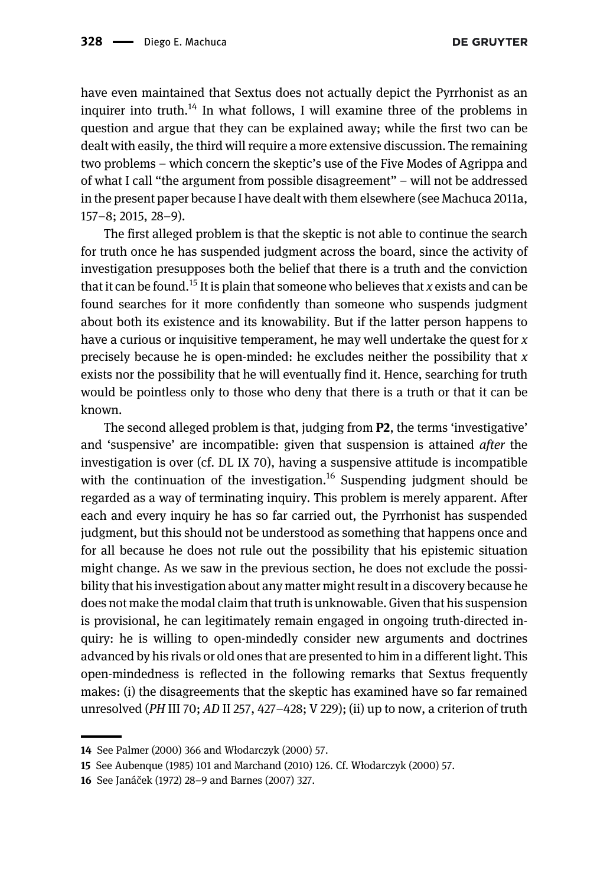have even maintained that Sextus does not actually depict the Pyrrhonist as an inquirer into truth.[14] In what follows, I will examine three of the problems in question and argue that they can be explained away; while the first two can be dealt with easily, the third will require a more extensive discussion. The remaining two problems – which concern the skeptic's use of the Five Modes of Agrippa and of what I call "the argument from possible disagreement" – will not be addressed in the present paper because I have dealt with them elsewhere (see Machuca 2011a, 157–8; 2015, 28–9).

The first alleged problem is that the skeptic is not able to continue the search for truth once he has suspended judgment across the board, since the activity of investigation presupposes both the belief that there is a truth and the conviction that it can be found.[15] It is plain that someone who believes that *x* exists and can be found searches for it more confidently than someone who suspends judgment about both its existence and its knowability. But if the latter person happens to have a curious or inquisitive temperament, he may well undertake the quest for *x* precisely because he is open-minded: he excludes neither the possibility that *x* exists nor the possibility that he will eventually find it. Hence, searching for truth would be pointless only to those who deny that there is a truth or that it can be known.

The second alleged problem is that, judging from **P2**, the terms 'investigative' and 'suspensive' are incompatible: given that suspension is attained *after* the investigation is over (cf. DL IX 70), having a suspensive attitude is incompatible with the continuation of the investigation.[16] Suspending judgment should be regarded as a way of terminating inquiry. This problem is merely apparent. After each and every inquiry he has so far carried out, the Pyrrhonist has suspended judgment, but this should not be understood as something that happens once and for all because he does not rule out the possibility that his epistemic situation might change. As we saw in the previous section, he does not exclude the possibility that his investigation about any matter might result in a discovery because he does not make the modal claim that truth is unknowable. Given that his suspension is provisional, he can legitimately remain engaged in ongoing truth-directed inquiry: he is willing to open-mindedly consider new arguments and doctrines advanced by his rivals or old ones that are presented to him in a different light. This open-mindedness is reflected in the following remarks that Sextus frequently makes: (i) the disagreements that the skeptic has examined have so far remained unresolved (*PH* III 70; *AD* II 257, 427–428; V 229); (ii) up to now, a criterion of truth

---

14 See Palmer (2000) 366 and Włodarczyk (2000) 57.

15 See Aubenque (1985) 101 and Marchand (2010) 126. Cf. Włodarczyk (2000) 57.

16 See Janáček (1972) 28–9 and Barnes (2007) 327.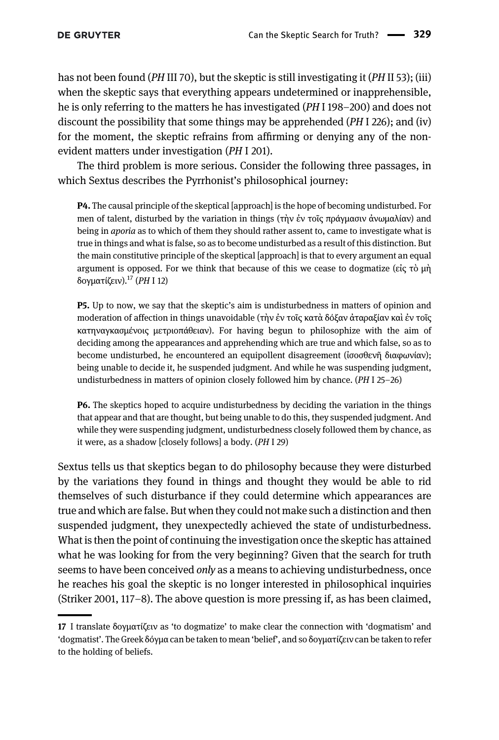has not been found (*PH* III 70), but the skeptic is still investigating it (*PH* II 53); (iii) when the skeptic says that everything appears undetermined or inapprehensible, he is only referring to the matters he has investigated (*PH* I 198–200) and does not discount the possibility that some things may be apprehended (*PH* I 226); and (iv) for the moment, the skeptic refrains from affirming or denying any of the non-evident matters under investigation (*PH* I 201).

The third problem is more serious. Consider the following three passages, in which Sextus describes the Pyrrhonist's philosophical journey:

> **P4.** The causal principle of the skeptical [approach] is the hope of becoming undisturbed. For men of talent, disturbed by the variation in things (τὴν ἐν τοῖς πράγμασιν ἀνωμαλίαν) and being in *aporia* as to which of them they should rather assent to, came to investigate what is true in things and what is false, so as to become undisturbed as a result of this distinction. But the main constitutive principle of the skeptical [approach] is that to every argument an equal argument is opposed. For we think that because of this we cease to dogmatize (εἰς τὸ μὴ δογματίζειν).[17] (*PH* I 12)

> **P5.** Up to now, we say that the skeptic's aim is undisturbedness in matters of opinion and moderation of affection in things unavoidable (τὴν ἐν τοῖς κατὰ δόξαν ἀταραξίαν καὶ ἐν τοῖς κατηναγκασμένοις μετριοπάθειαν). For having begun to philosophize with the aim of deciding among the appearances and apprehending which are true and which false, so as to become undisturbed, he encountered an equipollent disagreement (ἰσοσθενῆ διαφωνίαν); being unable to decide it, he suspended judgment. And while he was suspending judgment, undisturbedness in matters of opinion closely followed him by chance. (*PH* I 25–26)

> **P6.** The skeptics hoped to acquire undisturbedness by deciding the variation in the things that appear and that are thought, but being unable to do this, they suspended judgment. And while they were suspending judgment, undisturbedness closely followed them by chance, as it were, as a shadow [closely follows] a body. (*PH* I 29)

Sextus tells us that skeptics began to do philosophy because they were disturbed by the variations they found in things and thought they would be able to rid themselves of such disturbance if they could determine which appearances are true and which are false. But when they could not make such a distinction and then suspended judgment, they unexpectedly achieved the state of undisturbedness. What is then the point of continuing the investigation once the skeptic has attained what he was looking for from the very beginning? Given that the search for truth seems to have been conceived *only* as a means to achieving undisturbedness, once he reaches his goal the skeptic is no longer interested in philosophical inquiries (Striker 2001, 117–8). The above question is more pressing if, as has been claimed,

---

17 I translate δογματίζειν as 'to dogmatize' to make clear the connection with 'dogmatism' and 'dogmatist'. The Greek δόγμα can be taken to mean 'belief', and so δογματίζειν can be taken to refer to the holding of beliefs.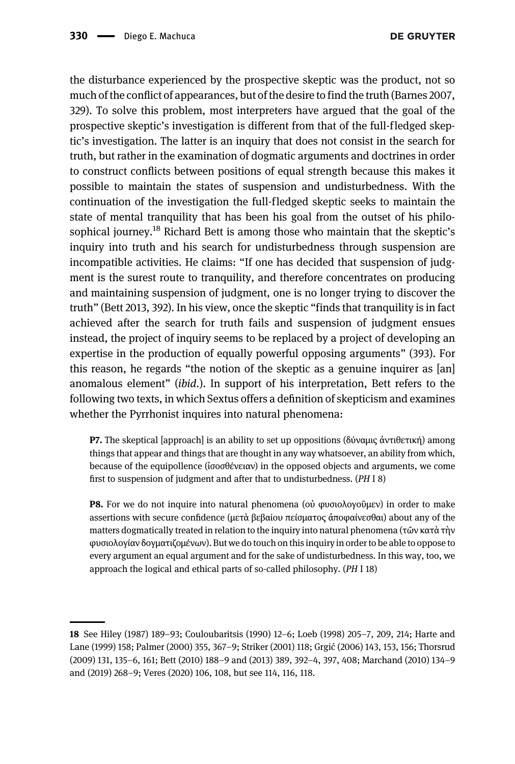the disturbance experienced by the prospective skeptic was the product, not so much of the conflict of appearances, but of the desire to find the truth (Barnes 2007, 329). To solve this problem, most interpreters have argued that the goal of the prospective skeptic's investigation is different from that of the full-fledged skeptic's investigation. The latter is an inquiry that does not consist in the search for truth, but rather in the examination of dogmatic arguments and doctrines in order to construct conflicts between positions of equal strength because this makes it possible to maintain the states of suspension and undisturbedness. With the continuation of the investigation the full-fledged skeptic seeks to maintain the state of mental tranquility that has been his goal from the outset of his philosophical journey.[18] Richard Bett is among those who maintain that the skeptic's inquiry into truth and his search for undisturbedness through suspension are incompatible activities. He claims: "If one has decided that suspension of judgment is the surest route to tranquility, and therefore concentrates on producing and maintaining suspension of judgment, one is no longer trying to discover the truth" (Bett 2013, 392). In his view, once the skeptic "finds that tranquility is in fact achieved after the search for truth fails and suspension of judgment ensues instead, the project of inquiry seems to be replaced by a project of developing an expertise in the production of equally powerful opposing arguments" (393). For this reason, he regards "the notion of the skeptic as a genuine inquirer as [an] anomalous element" (*ibid*.). In support of his interpretation, Bett refers to the following two texts, in which Sextus offers a definition of skepticism and examines whether the Pyrrhonist inquires into natural phenomena:

> **P7.** The skeptical [approach] is an ability to set up oppositions (δύναμις ἀντιθετική) among things that appear and things that are thought in any way whatsoever, an ability from which, because of the equipollence (ἰσοσθένειαν) in the opposed objects and arguments, we come first to suspension of judgment and after that to undisturbedness. (*PH* I 8)

> **P8.** For we do not inquire into natural phenomena (οὐ φυσιολογοῦμεν) in order to make assertions with secure confidence (μετὰ βεβαίου πείσματος ἀποφαίνεσθαι) about any of the matters dogmatically treated in relation to the inquiry into natural phenomena (τῶν κατὰ τὴν φυσιολογίαν δογματιζομένων). But we do touch on this inquiry in order to be able to oppose to every argument an equal argument and for the sake of undisturbedness. In this way, too, we approach the logical and ethical parts of so-called philosophy. (*PH* I 18)

---

18 See Hiley (1987) 189–93; Couloubaritsis (1990) 12–6; Loeb (1998) 205–7, 209, 214; Harte and Lane (1999) 158; Palmer (2000) 355, 367–9; Striker (2001) 118; Grgić (2006) 143, 153, 156; Thorsrud (2009) 131, 135–6, 161; Bett (2010) 188–9 and (2013) 389, 392–4, 397, 408; Marchand (2010) 134–9 and (2019) 268–9; Veres (2020) 106, 108, but see 114, 116, 118.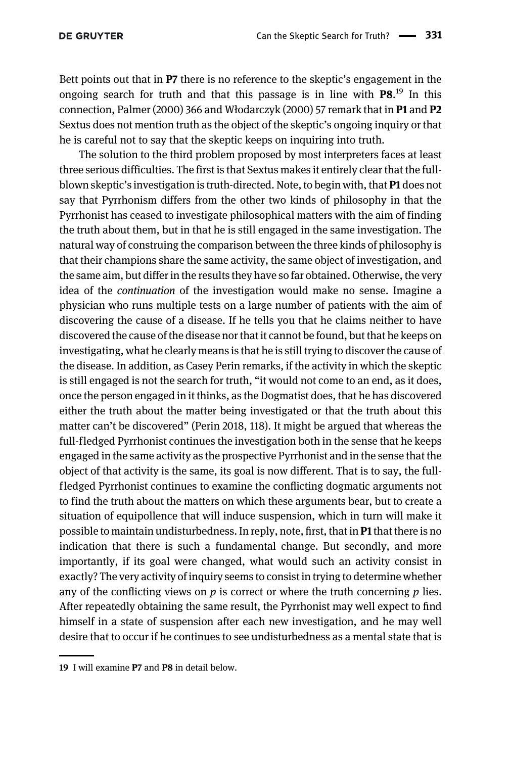Bett points out that in **P7** there is no reference to the skeptic's engagement in the ongoing search for truth and that this passage is in line with **P8**.[19] In this connection, Palmer (2000) 366 and Włodarczyk (2000) 57 remark that in **P1** and **P2** Sextus does not mention truth as the object of the skeptic's ongoing inquiry or that he is careful not to say that the skeptic keeps on inquiring into truth.

The solution to the third problem proposed by most interpreters faces at least three serious difficulties. The first is that Sextus makes it entirely clear that the full-blown skeptic's investigation is truth-directed. Note, to begin with, that **P1** does not say that Pyrrhonism differs from the other two kinds of philosophy in that the Pyrrhonist has ceased to investigate philosophical matters with the aim of finding the truth about them, but in that he is still engaged in the same investigation. The natural way of construing the comparison between the three kinds of philosophy is that their champions share the same activity, the same object of investigation, and the same aim, but differ in the results they have so far obtained. Otherwise, the very idea of the *continuation* of the investigation would make no sense. Imagine a physician who runs multiple tests on a large number of patients with the aim of discovering the cause of a disease. If he tells you that he claims neither to have discovered the cause of the disease nor that it cannot be found, but that he keeps on investigating, what he clearly means is that he is still trying to discover the cause of the disease. In addition, as Casey Perin remarks, if the activity in which the skeptic is still engaged is not the search for truth, "it would not come to an end, as it does, once the person engaged in it thinks, as the Dogmatist does, that he has discovered either the truth about the matter being investigated or that the truth about this matter can't be discovered" (Perin 2018, 118). It might be argued that whereas the full-fledged Pyrrhonist continues the investigation both in the sense that he keeps engaged in the same activity as the prospective Pyrrhonist and in the sense that the object of that activity is the same, its goal is now different. That is to say, the full-fledged Pyrrhonist continues to examine the conflicting dogmatic arguments not to find the truth about the matters on which these arguments bear, but to create a situation of equipollence that will induce suspension, which in turn will make it possible to maintain undisturbedness. In reply, note, first, that in **P1** that there is no indication that there is such a fundamental change. But secondly, and more importantly, if its goal were changed, what would such an activity consist in exactly? The very activity of inquiry seems to consist in trying to determine whether any of the conflicting views on *p* is correct or where the truth concerning *p* lies. After repeatedly obtaining the same result, the Pyrrhonist may well expect to find himself in a state of suspension after each new investigation, and he may well desire that to occur if he continues to see undisturbedness as a mental state that is

19 I will examine **P7** and **P8** in detail below.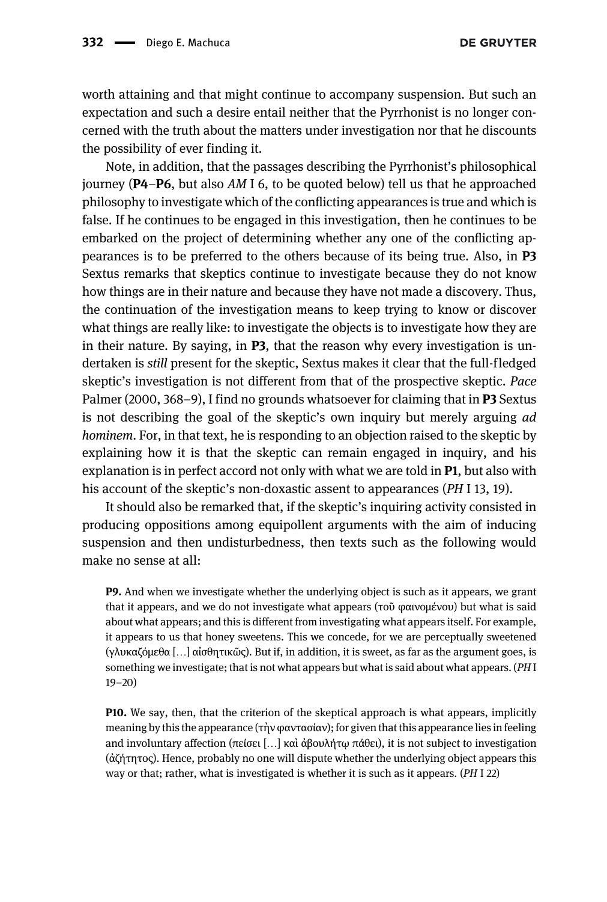worth attaining and that might continue to accompany suspension. But such an expectation and such a desire entail neither that the Pyrrhonist is no longer concerned with the truth about the matters under investigation nor that he discounts the possibility of ever finding it.

Note, in addition, that the passages describing the Pyrrhonist's philosophical journey (**P4**–**P6**, but also *AM* I 6, to be quoted below) tell us that he approached philosophy to investigate which of the conflicting appearances is true and which is false. If he continues to be engaged in this investigation, then he continues to be embarked on the project of determining whether any one of the conflicting appearances is to be preferred to the others because of its being true. Also, in **P3** Sextus remarks that skeptics continue to investigate because they do not know how things are in their nature and because they have not made a discovery. Thus, the continuation of the investigation means to keep trying to know or discover what things are really like: to investigate the objects is to investigate how they are in their nature. By saying, in **P3**, that the reason why every investigation is undertaken is *still* present for the skeptic, Sextus makes it clear that the full-fledged skeptic's investigation is not different from that of the prospective skeptic. *Pace* Palmer (2000, 368–9), I find no grounds whatsoever for claiming that in **P3** Sextus is not describing the goal of the skeptic's own inquiry but merely arguing *ad hominem*. For, in that text, he is responding to an objection raised to the skeptic by explaining how it is that the skeptic can remain engaged in inquiry, and his explanation is in perfect accord not only with what we are told in **P1**, but also with his account of the skeptic's non-doxastic assent to appearances (*PH* I 13, 19).

It should also be remarked that, if the skeptic's inquiring activity consisted in producing oppositions among equipollent arguments with the aim of inducing suspension and then undisturbedness, then texts such as the following would make no sense at all:

> **P9.** And when we investigate whether the underlying object is such as it appears, we grant that it appears, and we do not investigate what appears (τοῦ φαινομένου) but what is said about what appears; and this is different from investigating what appears itself. For example, it appears to us that honey sweetens. This we concede, for we are perceptually sweetened (γλυκαζόμεθα […] αἰσθητικῶς). But if, in addition, it is sweet, as far as the argument goes, is something we investigate; that is not what appears but what is said about what appears. (*PH* I 19–20)

> **P10.** We say, then, that the criterion of the skeptical approach is what appears, implicitly meaning by this the appearance (τὴν φαντασίαν); for given that this appearance lies in feeling and involuntary affection (πείσει […] καὶ ἀβουλήτῳ πάθει), it is not subject to investigation (ἀζήτητος). Hence, probably no one will dispute whether the underlying object appears this way or that; rather, what is investigated is whether it is such as it appears. (*PH* I 22)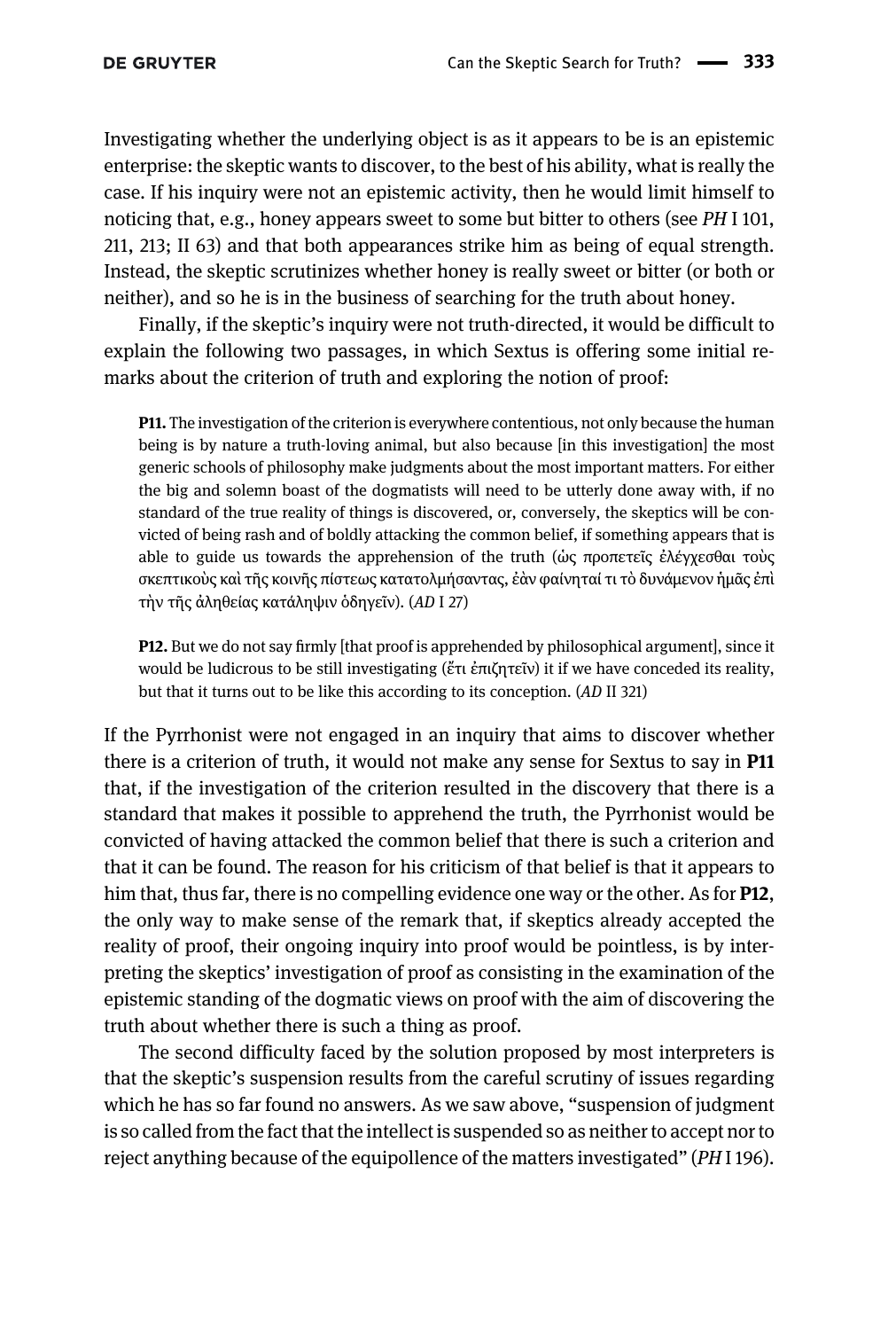Investigating whether the underlying object is as it appears to be is an epistemic enterprise: the skeptic wants to discover, to the best of his ability, what is really the case. If his inquiry were not an epistemic activity, then he would limit himself to noticing that, e.g., honey appears sweet to some but bitter to others (see *PH* I 101, 211, 213; II 63) and that both appearances strike him as being of equal strength. Instead, the skeptic scrutinizes whether honey is really sweet or bitter (or both or neither), and so he is in the business of searching for the truth about honey.

Finally, if the skeptic's inquiry were not truth-directed, it would be difficult to explain the following two passages, in which Sextus is offering some initial remarks about the criterion of truth and exploring the notion of proof:

> **P11.** The investigation of the criterion is everywhere contentious, not only because the human being is by nature a truth-loving animal, but also because [in this investigation] the most generic schools of philosophy make judgments about the most important matters. For either the big and solemn boast of the dogmatists will need to be utterly done away with, if no standard of the true reality of things is discovered, or, conversely, the skeptics will be convicted of being rash and of boldly attacking the common belief, if something appears that is able to guide us towards the apprehension of the truth (ὡς προπετεῖς ἐλέγχεσθαι τοὺς σκεπτικοὺς καὶ τῆς κοινῆς πίστεως κατατολμήσαντας, ἐὰν φαίνηταί τι τὸ δυνάμενον ἡμᾶς ἐπὶ τὴν τῆς ἀληθείας κατάληψιν ὁδηγεῖν). (*AD* I 27)

> **P12.** But we do not say firmly [that proof is apprehended by philosophical argument], since it would be ludicrous to be still investigating (ἔτι ἐπιζητεῖν) it if we have conceded its reality, but that it turns out to be like this according to its conception. (*AD* II 321)

If the Pyrrhonist were not engaged in an inquiry that aims to discover whether there is a criterion of truth, it would not make any sense for Sextus to say in **P11** that, if the investigation of the criterion resulted in the discovery that there is a standard that makes it possible to apprehend the truth, the Pyrrhonist would be convicted of having attacked the common belief that there is such a criterion and that it can be found. The reason for his criticism of that belief is that it appears to him that, thus far, there is no compelling evidence one way or the other. As for **P12**, the only way to make sense of the remark that, if skeptics already accepted the reality of proof, their ongoing inquiry into proof would be pointless, is by interpreting the skeptics' investigation of proof as consisting in the examination of the epistemic standing of the dogmatic views on proof with the aim of discovering the truth about whether there is such a thing as proof.

The second difficulty faced by the solution proposed by most interpreters is that the skeptic's suspension results from the careful scrutiny of issues regarding which he has so far found no answers. As we saw above, "suspension of judgment is so called from the fact that the intellect is suspended so as neither to accept nor to reject anything because of the equipollence of the matters investigated" (*PH* I 196).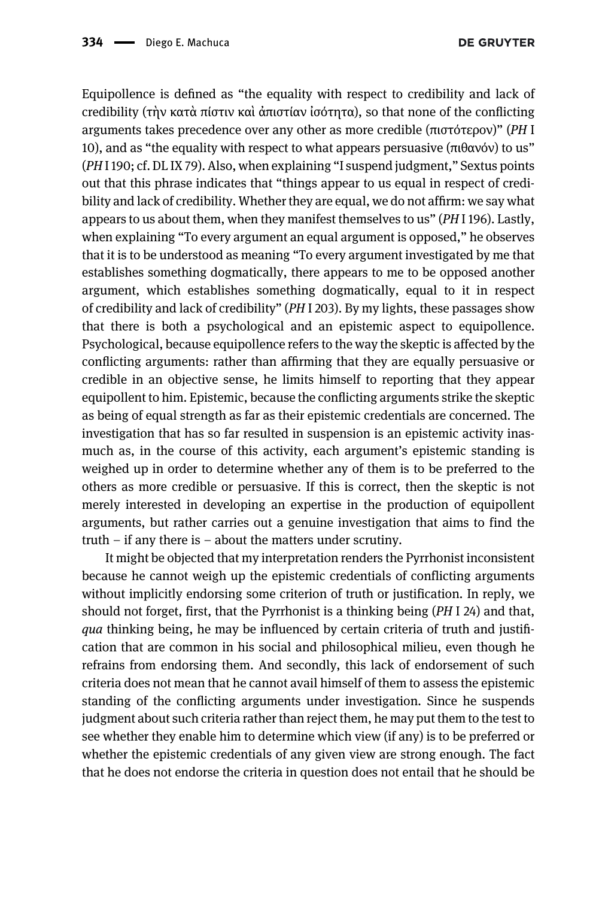Equipollence is defined as "the equality with respect to credibility and lack of credibility (τὴν κατὰ πίστιν καὶ ἀπιστίαν ἰσότητα), so that none of the conflicting arguments takes precedence over any other as more credible (πιστότερον)" (*PH* I 10), and as "the equality with respect to what appears persuasive (πιθανόν) to us" (*PH* I 190; cf. DL IX 79). Also, when explaining "I suspend judgment," Sextus points out that this phrase indicates that "things appear to us equal in respect of credibility and lack of credibility. Whether they are equal, we do not affirm: we say what appears to us about them, when they manifest themselves to us" (*PH* I 196). Lastly, when explaining "To every argument an equal argument is opposed," he observes that it is to be understood as meaning "To every argument investigated by me that establishes something dogmatically, there appears to me to be opposed another argument, which establishes something dogmatically, equal to it in respect of credibility and lack of credibility" (*PH* I 203). By my lights, these passages show that there is both a psychological and an epistemic aspect to equipollence. Psychological, because equipollence refers to the way the skeptic is affected by the conflicting arguments: rather than affirming that they are equally persuasive or credible in an objective sense, he limits himself to reporting that they appear equipollent to him. Epistemic, because the conflicting arguments strike the skeptic as being of equal strength as far as their epistemic credentials are concerned. The investigation that has so far resulted in suspension is an epistemic activity inasmuch as, in the course of this activity, each argument's epistemic standing is weighed up in order to determine whether any of them is to be preferred to the others as more credible or persuasive. If this is correct, then the skeptic is not merely interested in developing an expertise in the production of equipollent arguments, but rather carries out a genuine investigation that aims to find the truth – if any there is – about the matters under scrutiny.

It might be objected that my interpretation renders the Pyrrhonist inconsistent because he cannot weigh up the epistemic credentials of conflicting arguments without implicitly endorsing some criterion of truth or justification. In reply, we should not forget, first, that the Pyrrhonist is a thinking being (*PH* I 24) and that, *qua* thinking being, he may be influenced by certain criteria of truth and justification that are common in his social and philosophical milieu, even though he refrains from endorsing them. And secondly, this lack of endorsement of such criteria does not mean that he cannot avail himself of them to assess the epistemic standing of the conflicting arguments under investigation. Since he suspends judgment about such criteria rather than reject them, he may put them to the test to see whether they enable him to determine which view (if any) is to be preferred or whether the epistemic credentials of any given view are strong enough. The fact that he does not endorse the criteria in question does not entail that he should be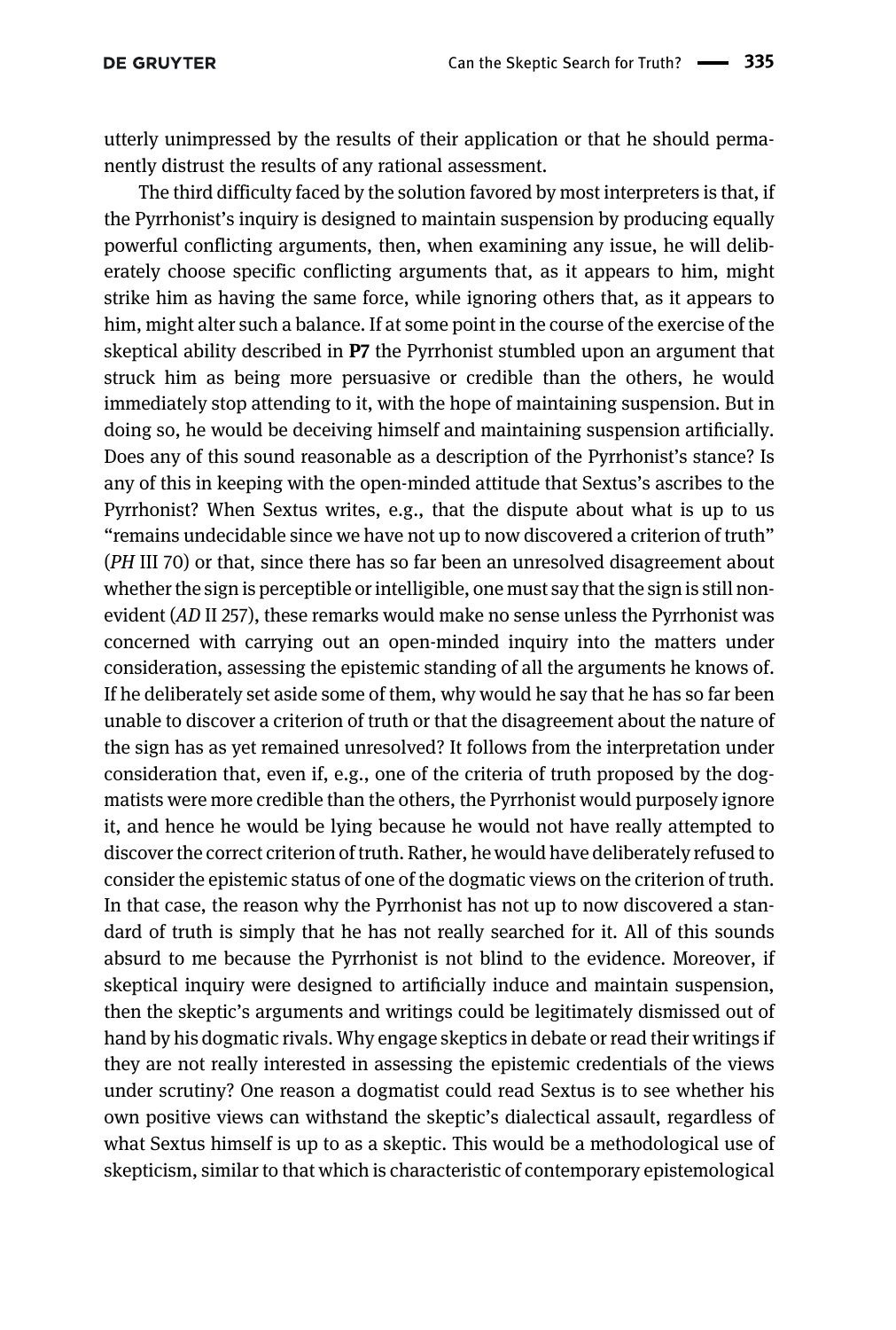utterly unimpressed by the results of their application or that he should permanently distrust the results of any rational assessment.

The third difficulty faced by the solution favored by most interpreters is that, if the Pyrrhonist's inquiry is designed to maintain suspension by producing equally powerful conflicting arguments, then, when examining any issue, he will deliberately choose specific conflicting arguments that, as it appears to him, might strike him as having the same force, while ignoring others that, as it appears to him, might alter such a balance. If at some point in the course of the exercise of the skeptical ability described in **P7** the Pyrrhonist stumbled upon an argument that struck him as being more persuasive or credible than the others, he would immediately stop attending to it, with the hope of maintaining suspension. But in doing so, he would be deceiving himself and maintaining suspension artificially. Does any of this sound reasonable as a description of the Pyrrhonist's stance? Is any of this in keeping with the open-minded attitude that Sextus's ascribes to the Pyrrhonist? When Sextus writes, e.g., that the dispute about what is up to us "remains undecidable since we have not up to now discovered a criterion of truth" (*PH* III 70) or that, since there has so far been an unresolved disagreement about whether the sign is perceptible or intelligible, one must say that the sign is still non-evident (*AD* II 257), these remarks would make no sense unless the Pyrrhonist was concerned with carrying out an open-minded inquiry into the matters under consideration, assessing the epistemic standing of all the arguments he knows of. If he deliberately set aside some of them, why would he say that he has so far been unable to discover a criterion of truth or that the disagreement about the nature of the sign has as yet remained unresolved? It follows from the interpretation under consideration that, even if, e.g., one of the criteria of truth proposed by the dogmatists were more credible than the others, the Pyrrhonist would purposely ignore it, and hence he would be lying because he would not have really attempted to discover the correct criterion of truth. Rather, he would have deliberately refused to consider the epistemic status of one of the dogmatic views on the criterion of truth. In that case, the reason why the Pyrrhonist has not up to now discovered a standard of truth is simply that he has not really searched for it. All of this sounds absurd to me because the Pyrrhonist is not blind to the evidence. Moreover, if skeptical inquiry were designed to artificially induce and maintain suspension, then the skeptic's arguments and writings could be legitimately dismissed out of hand by his dogmatic rivals. Why engage skeptics in debate or read their writings if they are not really interested in assessing the epistemic credentials of the views under scrutiny? One reason a dogmatist could read Sextus is to see whether his own positive views can withstand the skeptic's dialectical assault, regardless of what Sextus himself is up to as a skeptic. This would be a methodological use of skepticism, similar to that which is characteristic of contemporary epistemological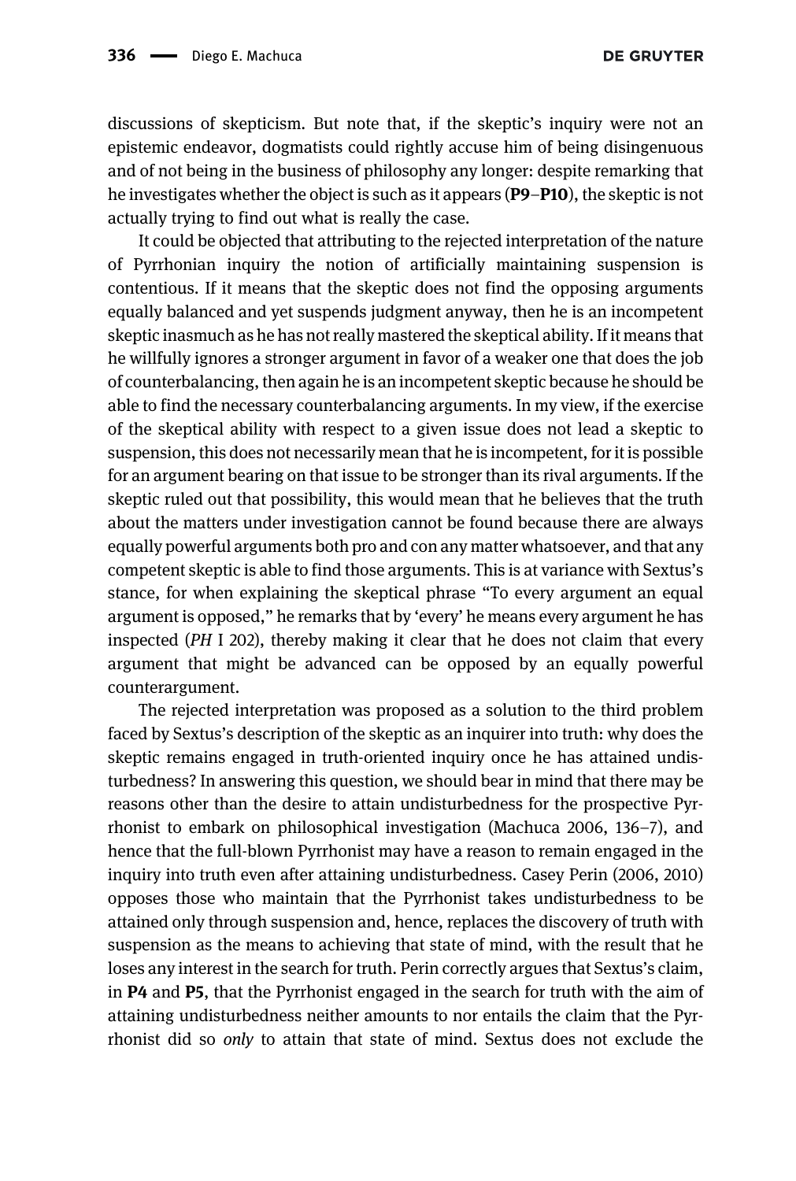discussions of skepticism. But note that, if the skeptic's inquiry were not an epistemic endeavor, dogmatists could rightly accuse him of being disingenuous and of not being in the business of philosophy any longer: despite remarking that he investigates whether the object is such as it appears (**P9**–**P10**), the skeptic is not actually trying to find out what is really the case.

It could be objected that attributing to the rejected interpretation of the nature of Pyrrhonian inquiry the notion of artificially maintaining suspension is contentious. If it means that the skeptic does not find the opposing arguments equally balanced and yet suspends judgment anyway, then he is an incompetent skeptic inasmuch as he has not really mastered the skeptical ability. If it means that he willfully ignores a stronger argument in favor of a weaker one that does the job of counterbalancing, then again he is an incompetent skeptic because he should be able to find the necessary counterbalancing arguments. In my view, if the exercise of the skeptical ability with respect to a given issue does not lead a skeptic to suspension, this does not necessarily mean that he is incompetent, for it is possible for an argument bearing on that issue to be stronger than its rival arguments. If the skeptic ruled out that possibility, this would mean that he believes that the truth about the matters under investigation cannot be found because there are always equally powerful arguments both pro and con any matter whatsoever, and that any competent skeptic is able to find those arguments. This is at variance with Sextus's stance, for when explaining the skeptical phrase "To every argument an equal argument is opposed," he remarks that by 'every' he means every argument he has inspected (*PH* I 202), thereby making it clear that he does not claim that every argument that might be advanced can be opposed by an equally powerful counterargument.

The rejected interpretation was proposed as a solution to the third problem faced by Sextus's description of the skeptic as an inquirer into truth: why does the skeptic remains engaged in truth-oriented inquiry once he has attained undisturbedness? In answering this question, we should bear in mind that there may be reasons other than the desire to attain undisturbedness for the prospective Pyrrhonist to embark on philosophical investigation (Machuca 2006, 136–7), and hence that the full-blown Pyrrhonist may have a reason to remain engaged in the inquiry into truth even after attaining undisturbedness. Casey Perin (2006, 2010) opposes those who maintain that the Pyrrhonist takes undisturbedness to be attained only through suspension and, hence, replaces the discovery of truth with suspension as the means to achieving that state of mind, with the result that he loses any interest in the search for truth. Perin correctly argues that Sextus's claim, in **P4** and **P5**, that the Pyrrhonist engaged in the search for truth with the aim of attaining undisturbedness neither amounts to nor entails the claim that the Pyrrhonist did so *only* to attain that state of mind. Sextus does not exclude the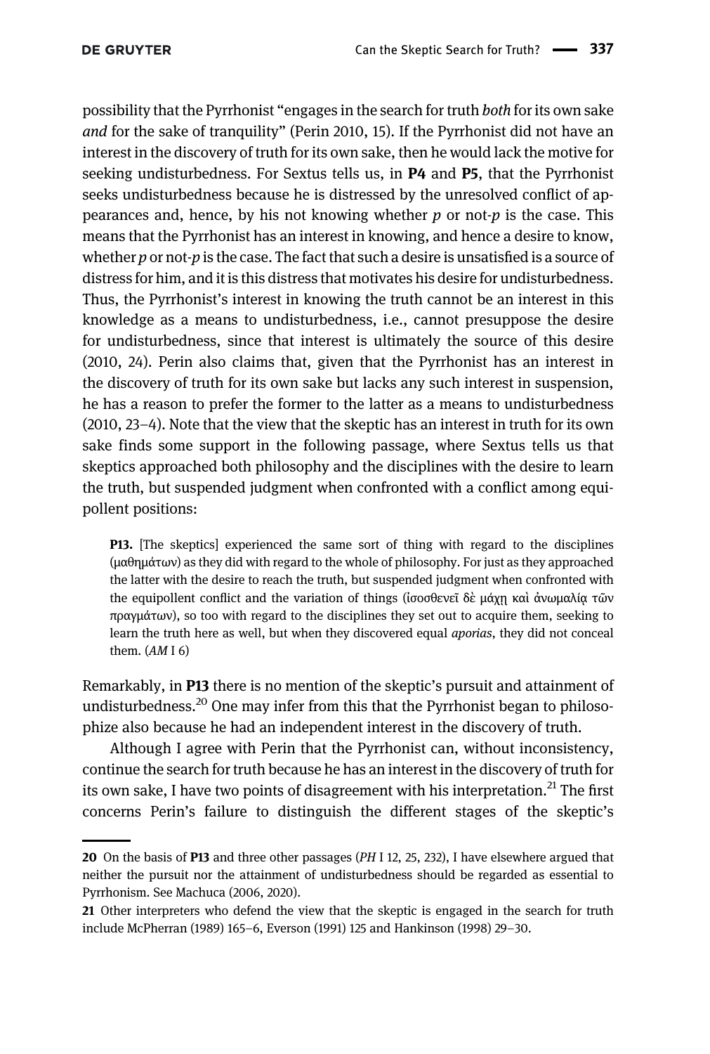possibility that the Pyrrhonist "engages in the search for truth *both* for its own sake *and* for the sake of tranquility" (Perin 2010, 15). If the Pyrrhonist did not have an interest in the discovery of truth for its own sake, then he would lack the motive for seeking undisturbedness. For Sextus tells us, in **P4** and **P5**, that the Pyrrhonist seeks undisturbedness because he is distressed by the unresolved conflict of appearances and, hence, by his not knowing whether *p* or not-*p* is the case. This means that the Pyrrhonist has an interest in knowing, and hence a desire to know, whether *p* or not-*p* is the case. The fact that such a desire is unsatisfied is a source of distress for him, and it is this distress that motivates his desire for undisturbedness. Thus, the Pyrrhonist's interest in knowing the truth cannot be an interest in this knowledge as a means to undisturbedness, i.e., cannot presuppose the desire for undisturbedness, since that interest is ultimately the source of this desire (2010, 24). Perin also claims that, given that the Pyrrhonist has an interest in the discovery of truth for its own sake but lacks any such interest in suspension, he has a reason to prefer the former to the latter as a means to undisturbedness (2010, 23–4). Note that the view that the skeptic has an interest in truth for its own sake finds some support in the following passage, where Sextus tells us that skeptics approached both philosophy and the disciplines with the desire to learn the truth, but suspended judgment when confronted with a conflict among equipollent positions:

> **P13.** [The skeptics] experienced the same sort of thing with regard to the disciplines (μαθημάτων) as they did with regard to the whole of philosophy. For just as they approached the latter with the desire to reach the truth, but suspended judgment when confronted with the equipollent conflict and the variation of things (ἰσοσθενεῖ δὲ μάχῃ καὶ ἀνωμαλίᾳ τῶν πραγμάτων), so too with regard to the disciplines they set out to acquire them, seeking to learn the truth here as well, but when they discovered equal *aporias*, they did not conceal them. (*AM* I 6)

Remarkably, in **P13** there is no mention of the skeptic's pursuit and attainment of undisturbedness.[20] One may infer from this that the Pyrrhonist began to philosophize also because he had an independent interest in the discovery of truth.

Although I agree with Perin that the Pyrrhonist can, without inconsistency, continue the search for truth because he has an interest in the discovery of truth for its own sake, I have two points of disagreement with his interpretation.[21] The first concerns Perin's failure to distinguish the different stages of the skeptic's

---

**20** On the basis of **P13** and three other passages (*PH* I 12, 25, 232), I have elsewhere argued that neither the pursuit nor the attainment of undisturbedness should be regarded as essential to Pyrrhonism. See Machuca (2006, 2020).

**21** Other interpreters who defend the view that the skeptic is engaged in the search for truth include McPherran (1989) 165–6, Everson (1991) 125 and Hankinson (1998) 29–30.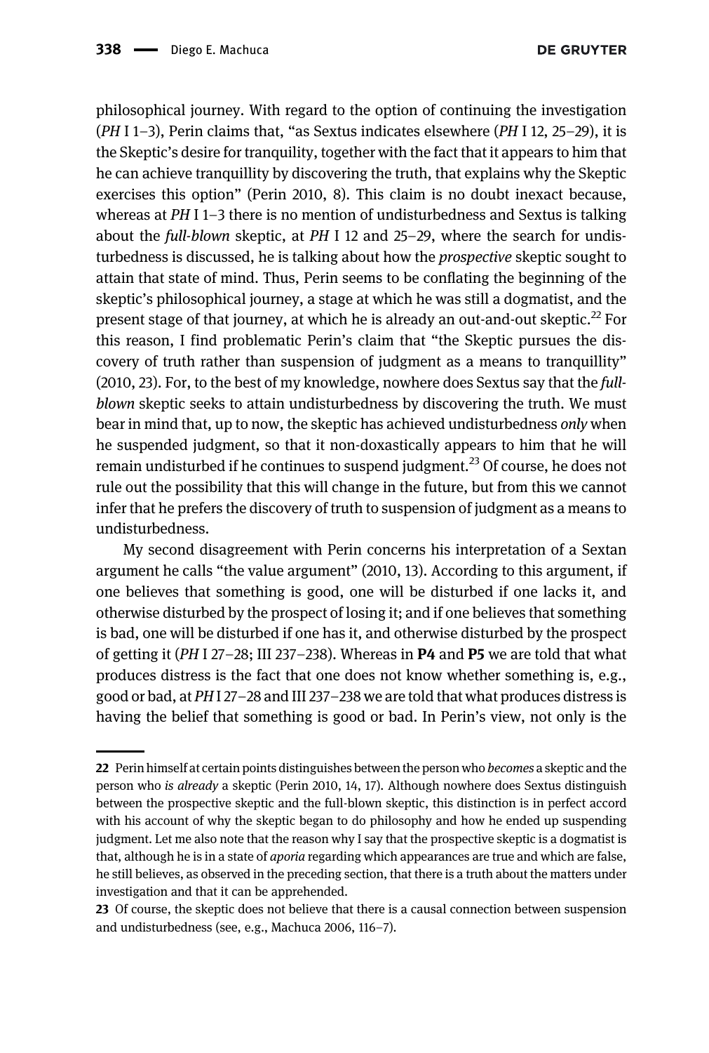philosophical journey. With regard to the option of continuing the investigation (*PH* I 1–3), Perin claims that, "as Sextus indicates elsewhere (*PH* I 12, 25–29), it is the Skeptic's desire for tranquility, together with the fact that it appears to him that he can achieve tranquillity by discovering the truth, that explains why the Skeptic exercises this option" (Perin 2010, 8). This claim is no doubt inexact because, whereas at *PH* I 1–3 there is no mention of undisturbedness and Sextus is talking about the *full-blown* skeptic, at *PH* I 12 and 25–29, where the search for undisturbedness is discussed, he is talking about how the *prospective* skeptic sought to attain that state of mind. Thus, Perin seems to be conflating the beginning of the skeptic's philosophical journey, a stage at which he was still a dogmatist, and the present stage of that journey, at which he is already an out-and-out skeptic.[22] For this reason, I find problematic Perin's claim that "the Skeptic pursues the discovery of truth rather than suspension of judgment as a means to tranquillity" (2010, 23). For, to the best of my knowledge, nowhere does Sextus say that the *full-blown* skeptic seeks to attain undisturbedness by discovering the truth. We must bear in mind that, up to now, the skeptic has achieved undisturbedness *only* when he suspended judgment, so that it non-doxastically appears to him that he will remain undisturbed if he continues to suspend judgment.[23] Of course, he does not rule out the possibility that this will change in the future, but from this we cannot infer that he prefers the discovery of truth to suspension of judgment as a means to undisturbedness.

My second disagreement with Perin concerns his interpretation of a Sextan argument he calls "the value argument" (2010, 13). According to this argument, if one believes that something is good, one will be disturbed if one lacks it, and otherwise disturbed by the prospect of losing it; and if one believes that something is bad, one will be disturbed if one has it, and otherwise disturbed by the prospect of getting it (*PH* I 27–28; III 237–238). Whereas in **P4** and **P5** we are told that what produces distress is the fact that one does not know whether something is, e.g., good or bad, at *PH* I 27–28 and III 237–238 we are told that what produces distress is having the belief that something is good or bad. In Perin's view, not only is the

---

**22** Perin himself at certain points distinguishes between the person who *becomes* a skeptic and the person who *is already* a skeptic (Perin 2010, 14, 17). Although nowhere does Sextus distinguish between the prospective skeptic and the full-blown skeptic, this distinction is in perfect accord with his account of why the skeptic began to do philosophy and how he ended up suspending judgment. Let me also note that the reason why I say that the prospective skeptic is a dogmatist is that, although he is in a state of *aporia* regarding which appearances are true and which are false, he still believes, as observed in the preceding section, that there is a truth about the matters under investigation and that it can be apprehended.

**23** Of course, the skeptic does not believe that there is a causal connection between suspension and undisturbedness (see, e.g., Machuca 2006, 116–7).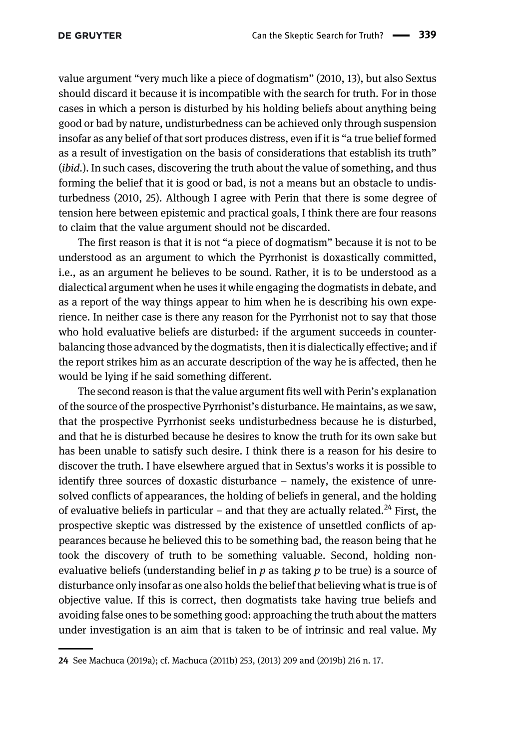value argument "very much like a piece of dogmatism" (2010, 13), but also Sextus should discard it because it is incompatible with the search for truth. For in those cases in which a person is disturbed by his holding beliefs about anything being good or bad by nature, undisturbedness can be achieved only through suspension insofar as any belief of that sort produces distress, even if it is "a true belief formed as a result of investigation on the basis of considerations that establish its truth" (*ibid.*). In such cases, discovering the truth about the value of something, and thus forming the belief that it is good or bad, is not a means but an obstacle to undisturbedness (2010, 25). Although I agree with Perin that there is some degree of tension here between epistemic and practical goals, I think there are four reasons to claim that the value argument should not be discarded.

The first reason is that it is not "a piece of dogmatism" because it is not to be understood as an argument to which the Pyrrhonist is doxastically committed, i.e., as an argument he believes to be sound. Rather, it is to be understood as a dialectical argument when he uses it while engaging the dogmatists in debate, and as a report of the way things appear to him when he is describing his own experience. In neither case is there any reason for the Pyrrhonist not to say that those who hold evaluative beliefs are disturbed: if the argument succeeds in counterbalancing those advanced by the dogmatists, then it is dialectically effective; and if the report strikes him as an accurate description of the way he is affected, then he would be lying if he said something different.

The second reason is that the value argument fits well with Perin's explanation of the source of the prospective Pyrrhonist's disturbance. He maintains, as we saw, that the prospective Pyrrhonist seeks undisturbedness because he is disturbed, and that he is disturbed because he desires to know the truth for its own sake but has been unable to satisfy such desire. I think there is a reason for his desire to discover the truth. I have elsewhere argued that in Sextus's works it is possible to identify three sources of doxastic disturbance – namely, the existence of unresolved conflicts of appearances, the holding of beliefs in general, and the holding of evaluative beliefs in particular – and that they are actually related.[24] First, the prospective skeptic was distressed by the existence of unsettled conflicts of appearances because he believed this to be something bad, the reason being that he took the discovery of truth to be something valuable. Second, holding non-evaluative beliefs (understanding belief in *p* as taking *p* to be true) is a source of disturbance only insofar as one also holds the belief that believing what is true is of objective value. If this is correct, then dogmatists take having true beliefs and avoiding false ones to be something good: approaching the truth about the matters under investigation is an aim that is taken to be of intrinsic and real value. My

---

**24** See Machuca (2019a); cf. Machuca (2011b) 253, (2013) 209 and (2019b) 216 n. 17.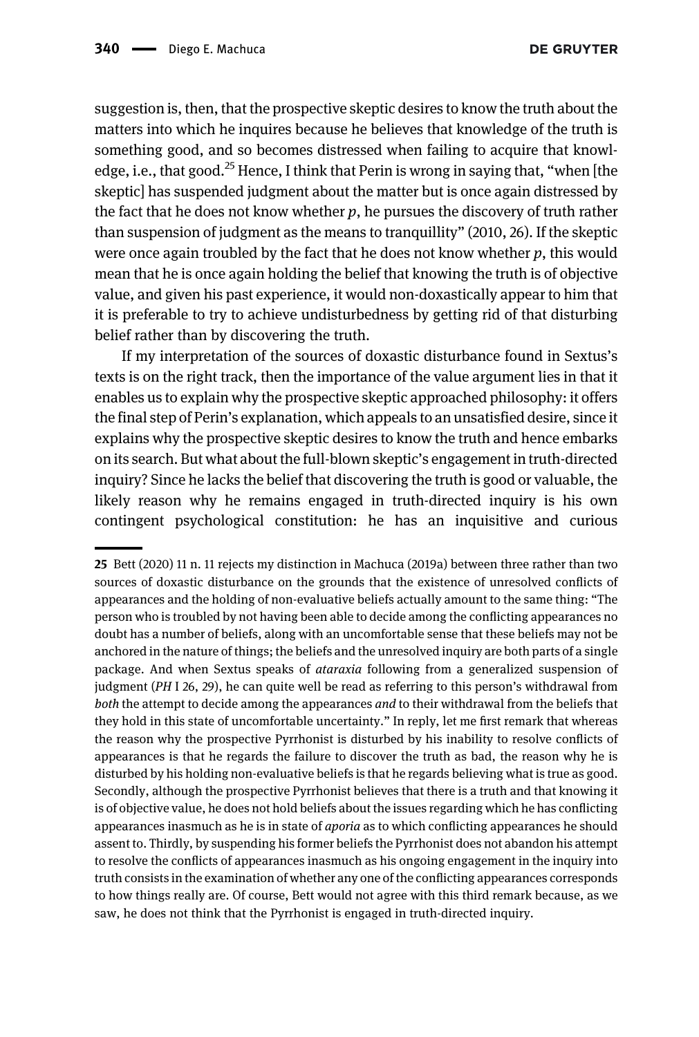suggestion is, then, that the prospective skeptic desires to know the truth about the matters into which he inquires because he believes that knowledge of the truth is something good, and so becomes distressed when failing to acquire that knowledge, i.e., that good.[25] Hence, I think that Perin is wrong in saying that, "when [the skeptic] has suspended judgment about the matter but is once again distressed by the fact that he does not know whether *p*, he pursues the discovery of truth rather than suspension of judgment as the means to tranquillity" (2010, 26). If the skeptic were once again troubled by the fact that he does not know whether *p*, this would mean that he is once again holding the belief that knowing the truth is of objective value, and given his past experience, it would non-doxastically appear to him that it is preferable to try to achieve undisturbedness by getting rid of that disturbing belief rather than by discovering the truth.

If my interpretation of the sources of doxastic disturbance found in Sextus's texts is on the right track, then the importance of the value argument lies in that it enables us to explain why the prospective skeptic approached philosophy: it offers the final step of Perin's explanation, which appeals to an unsatisfied desire, since it explains why the prospective skeptic desires to know the truth and hence embarks on its search. But what about the full-blown skeptic's engagement in truth-directed inquiry? Since he lacks the belief that discovering the truth is good or valuable, the likely reason why he remains engaged in truth-directed inquiry is his own contingent psychological constitution: he has an inquisitive and curious

---

25 Bett (2020) 11 n. 11 rejects my distinction in Machuca (2019a) between three rather than two sources of doxastic disturbance on the grounds that the existence of unresolved conflicts of appearances and the holding of non-evaluative beliefs actually amount to the same thing: "The person who is troubled by not having been able to decide among the conflicting appearances no doubt has a number of beliefs, along with an uncomfortable sense that these beliefs may not be anchored in the nature of things; the beliefs and the unresolved inquiry are both parts of a single package. And when Sextus speaks of *ataraxia* following from a generalized suspension of judgment (*PH* I 26, 29), he can quite well be read as referring to this person's withdrawal from *both* the attempt to decide among the appearances *and* to their withdrawal from the beliefs that they hold in this state of uncomfortable uncertainty." In reply, let me first remark that whereas the reason why the prospective Pyrrhonist is disturbed by his inability to resolve conflicts of appearances is that he regards the failure to discover the truth as bad, the reason why he is disturbed by his holding non-evaluative beliefs is that he regards believing what is true as good. Secondly, although the prospective Pyrrhonist believes that there is a truth and that knowing it is of objective value, he does not hold beliefs about the issues regarding which he has conflicting appearances inasmuch as he is in state of *aporia* as to which conflicting appearances he should assent to. Thirdly, by suspending his former beliefs the Pyrrhonist does not abandon his attempt to resolve the conflicts of appearances inasmuch as his ongoing engagement in the inquiry into truth consists in the examination of whether any one of the conflicting appearances corresponds to how things really are. Of course, Bett would not agree with this third remark because, as we saw, he does not think that the Pyrrhonist is engaged in truth-directed inquiry.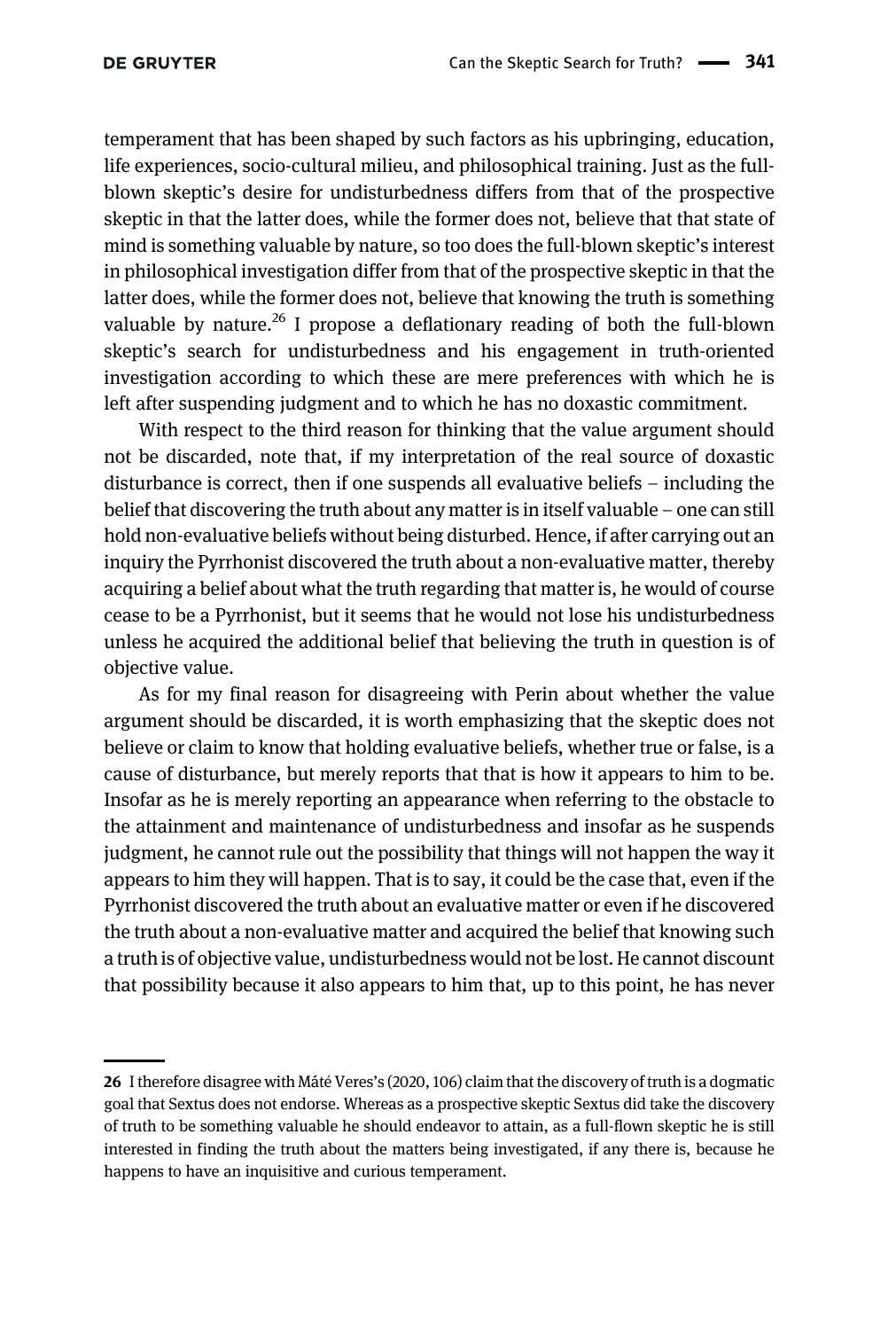temperament that has been shaped by such factors as his upbringing, education, life experiences, socio-cultural milieu, and philosophical training. Just as the full-blown skeptic's desire for undisturbedness differs from that of the prospective skeptic in that the latter does, while the former does not, believe that that state of mind is something valuable by nature, so too does the full-blown skeptic's interest in philosophical investigation differ from that of the prospective skeptic in that the latter does, while the former does not, believe that knowing the truth is something valuable by nature.[26] I propose a deflationary reading of both the full-blown skeptic's search for undisturbedness and his engagement in truth-oriented investigation according to which these are mere preferences with which he is left after suspending judgment and to which he has no doxastic commitment.

With respect to the third reason for thinking that the value argument should not be discarded, note that, if my interpretation of the real source of doxastic disturbance is correct, then if one suspends all evaluative beliefs – including the belief that discovering the truth about any matter is in itself valuable – one can still hold non-evaluative beliefs without being disturbed. Hence, if after carrying out an inquiry the Pyrrhonist discovered the truth about a non-evaluative matter, thereby acquiring a belief about what the truth regarding that matter is, he would of course cease to be a Pyrrhonist, but it seems that he would not lose his undisturbedness unless he acquired the additional belief that believing the truth in question is of objective value.

As for my final reason for disagreeing with Perin about whether the value argument should be discarded, it is worth emphasizing that the skeptic does not believe or claim to know that holding evaluative beliefs, whether true or false, is a cause of disturbance, but merely reports that that is how it appears to him to be. Insofar as he is merely reporting an appearance when referring to the obstacle to the attainment and maintenance of undisturbedness and insofar as he suspends judgment, he cannot rule out the possibility that things will not happen the way it appears to him they will happen. That is to say, it could be the case that, even if the Pyrrhonist discovered the truth about an evaluative matter or even if he discovered the truth about a non-evaluative matter and acquired the belief that knowing such a truth is of objective value, undisturbedness would not be lost. He cannot discount that possibility because it also appears to him that, up to this point, he has never

---

26 I therefore disagree with Mâté Veres's (2020, 106) claim that the discovery of truth is a dogmatic goal that Sextus does not endorse. Whereas as a prospective skeptic Sextus did take the discovery of truth to be something valuable he should endeavor to attain, as a full-flown skeptic he is still interested in finding the truth about the matters being investigated, if any there is, because he happens to have an inquisitive and curious temperament.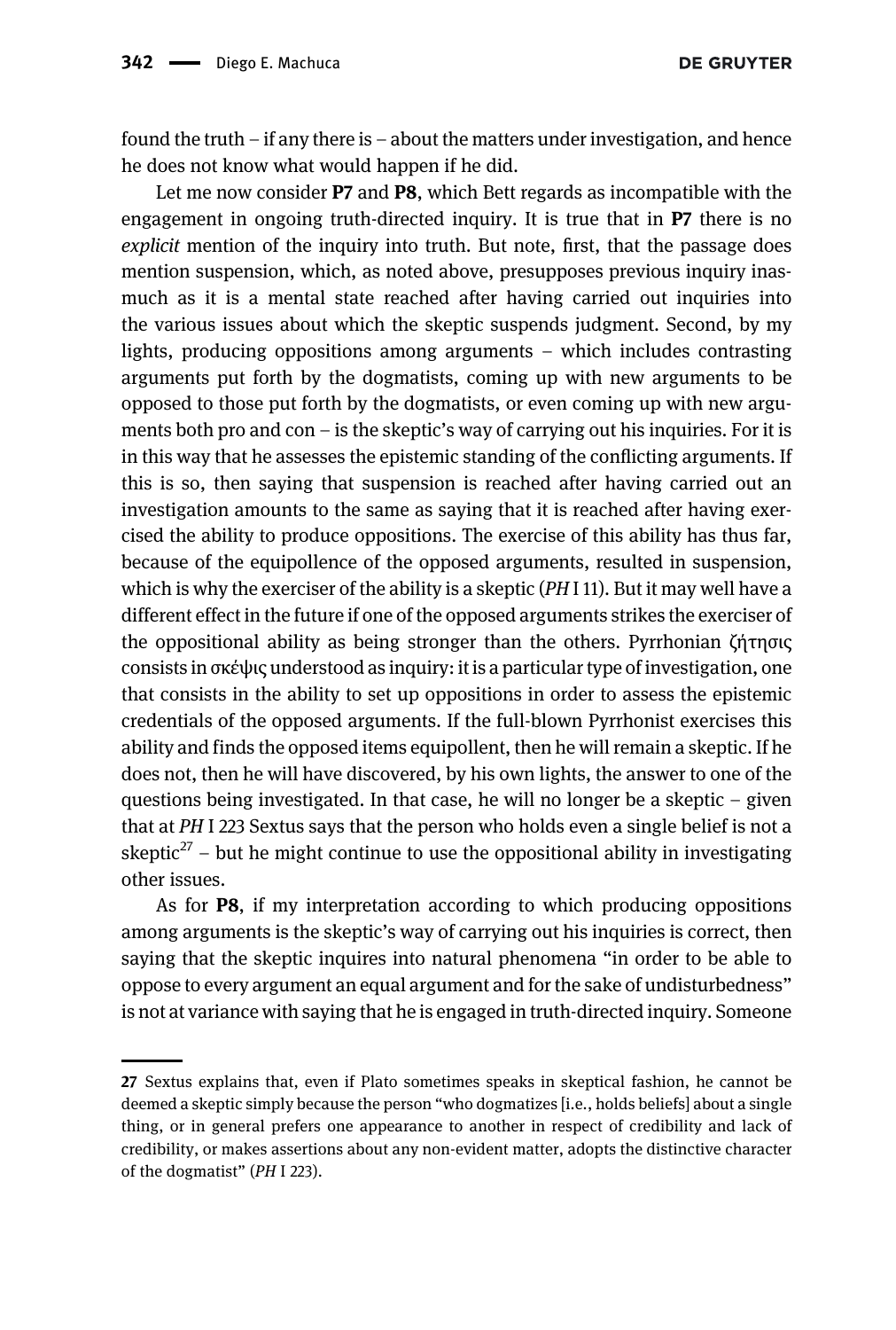found the truth – if any there is – about the matters under investigation, and hence he does not know what would happen if he did.

Let me now consider **P7** and **P8**, which Bett regards as incompatible with the engagement in ongoing truth-directed inquiry. It is true that in **P7** there is no *explicit* mention of the inquiry into truth. But note, first, that the passage does mention suspension, which, as noted above, presupposes previous inquiry inasmuch as it is a mental state reached after having carried out inquiries into the various issues about which the skeptic suspends judgment. Second, by my lights, producing oppositions among arguments – which includes contrasting arguments put forth by the dogmatists, coming up with new arguments to be opposed to those put forth by the dogmatists, or even coming up with new arguments both pro and con – is the skeptic's way of carrying out his inquiries. For it is in this way that he assesses the epistemic standing of the conflicting arguments. If this is so, then saying that suspension is reached after having carried out an investigation amounts to the same as saying that it is reached after having exercised the ability to produce oppositions. The exercise of this ability has thus far, because of the equipollence of the opposed arguments, resulted in suspension, which is why the exerciser of the ability is a skeptic (*PH* I 11). But it may well have a different effect in the future if one of the opposed arguments strikes the exerciser of the oppositional ability as being stronger than the others. Pyrrhonian ζήτησις consists in σκέψις understood as inquiry: it is a particular type of investigation, one that consists in the ability to set up oppositions in order to assess the epistemic credentials of the opposed arguments. If the full-blown Pyrrhonist exercises this ability and finds the opposed items equipollent, then he will remain a skeptic. If he does not, then he will have discovered, by his own lights, the answer to one of the questions being investigated. In that case, he will no longer be a skeptic – given that at *PH* I 223 Sextus says that the person who holds even a single belief is not a skeptic[27] – but he might continue to use the oppositional ability in investigating other issues.

As for **P8**, if my interpretation according to which producing oppositions among arguments is the skeptic's way of carrying out his inquiries is correct, then saying that the skeptic inquires into natural phenomena "in order to be able to oppose to every argument an equal argument and for the sake of undisturbedness" is not at variance with saying that he is engaged in truth-directed inquiry. Someone

---

**27** Sextus explains that, even if Plato sometimes speaks in skeptical fashion, he cannot be deemed a skeptic simply because the person "who dogmatizes [i.e., holds beliefs] about a single thing, or in general prefers one appearance to another in respect of credibility and lack of credibility, or makes assertions about any non-evident matter, adopts the distinctive character of the dogmatist" (*PH* I 223).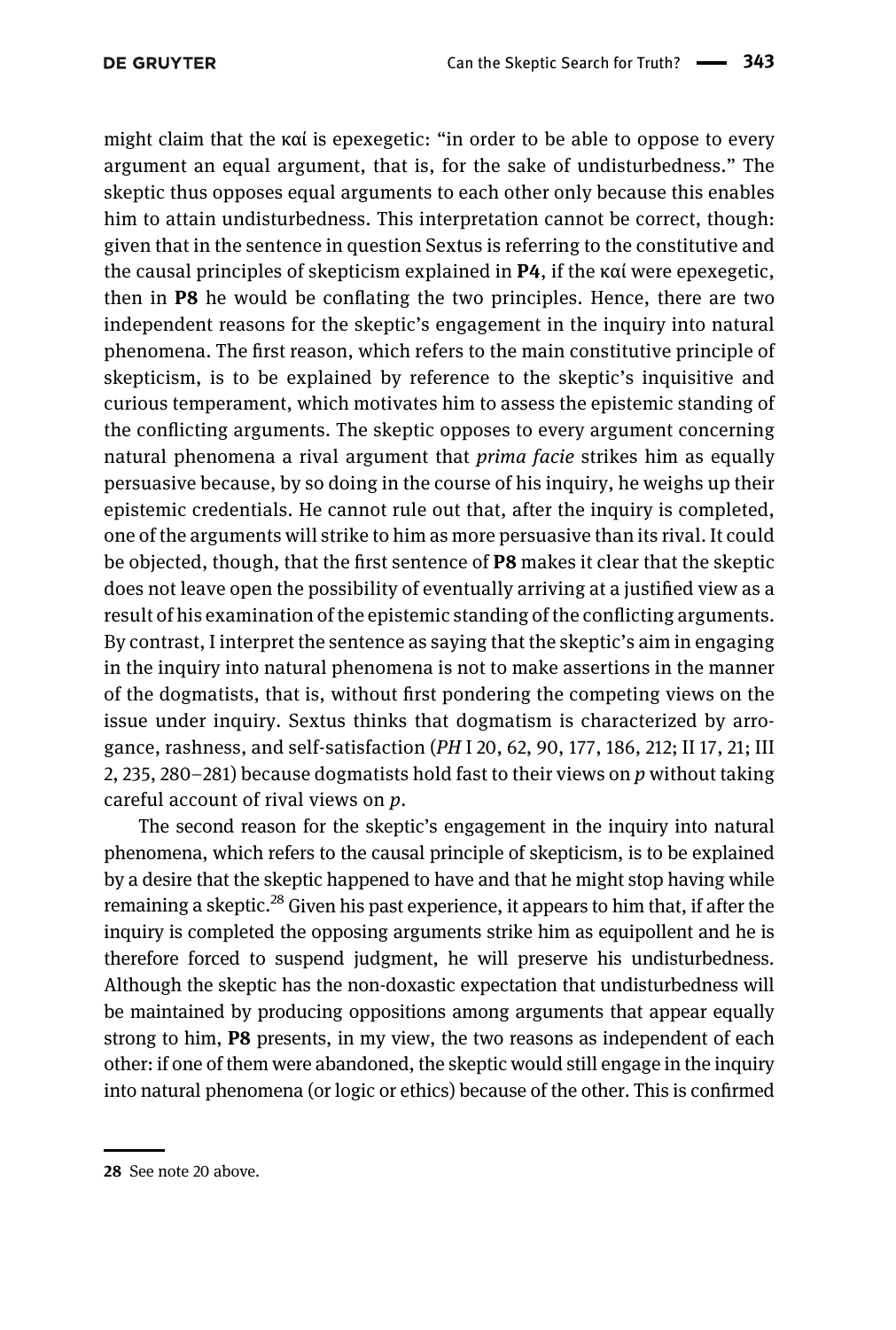might claim that the καί is epexegetic: "in order to be able to oppose to every argument an equal argument, that is, for the sake of undisturbedness." The skeptic thus opposes equal arguments to each other only because this enables him to attain undisturbedness. This interpretation cannot be correct, though: given that in the sentence in question Sextus is referring to the constitutive and the causal principles of skepticism explained in **P4**, if the καί were epexegetic, then in **P8** he would be conflating the two principles. Hence, there are two independent reasons for the skeptic's engagement in the inquiry into natural phenomena. The first reason, which refers to the main constitutive principle of skepticism, is to be explained by reference to the skeptic's inquisitive and curious temperament, which motivates him to assess the epistemic standing of the conflicting arguments. The skeptic opposes to every argument concerning natural phenomena a rival argument that *prima facie* strikes him as equally persuasive because, by so doing in the course of his inquiry, he weighs up their epistemic credentials. He cannot rule out that, after the inquiry is completed, one of the arguments will strike to him as more persuasive than its rival. It could be objected, though, that the first sentence of **P8** makes it clear that the skeptic does not leave open the possibility of eventually arriving at a justified view as a result of his examination of the epistemic standing of the conflicting arguments. By contrast, I interpret the sentence as saying that the skeptic's aim in engaging in the inquiry into natural phenomena is not to make assertions in the manner of the dogmatists, that is, without first pondering the competing views on the issue under inquiry. Sextus thinks that dogmatism is characterized by arrogance, rashness, and self-satisfaction (*PH* I 20, 62, 90, 177, 186, 212; II 17, 21; III 2, 235, 280–281) because dogmatists hold fast to their views on *p* without taking careful account of rival views on *p*.

The second reason for the skeptic's engagement in the inquiry into natural phenomena, which refers to the causal principle of skepticism, is to be explained by a desire that the skeptic happened to have and that he might stop having while remaining a skeptic.[28] Given his past experience, it appears to him that, if after the inquiry is completed the opposing arguments strike him as equipollent and he is therefore forced to suspend judgment, he will preserve his undisturbedness. Although the skeptic has the non-doxastic expectation that undisturbedness will be maintained by producing oppositions among arguments that appear equally strong to him, **P8** presents, in my view, the two reasons as independent of each other: if one of them were abandoned, the skeptic would still engage in the inquiry into natural phenomena (or logic or ethics) because of the other. This is confirmed

---

**28** See note 20 above.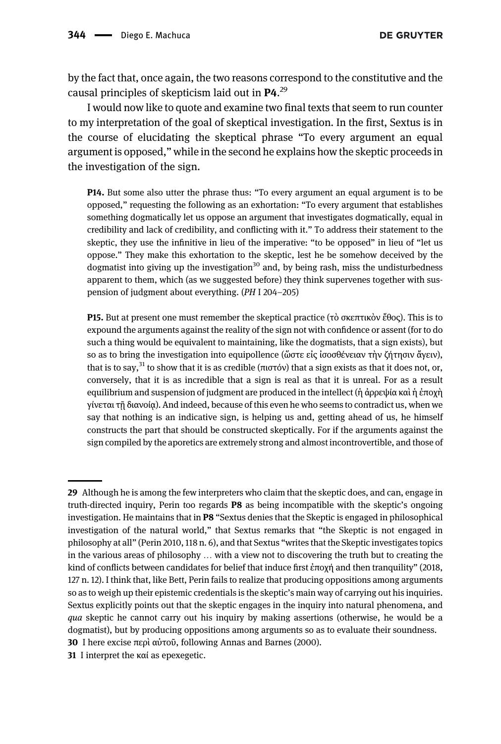by the fact that, once again, the two reasons correspond to the constitutive and the causal principles of skepticism laid out in **P4**.[29]

I would now like to quote and examine two final texts that seem to run counter to my interpretation of the goal of skeptical investigation. In the first, Sextus is in the course of elucidating the skeptical phrase "To every argument an equal argument is opposed," while in the second he explains how the skeptic proceeds in the investigation of the sign.

> **P14.** But some also utter the phrase thus: "To every argument an equal argument is to be opposed," requesting the following as an exhortation: "To every argument that establishes something dogmatically let us oppose an argument that investigates dogmatically, equal in credibility and lack of credibility, and conflicting with it." To address their statement to the skeptic, they use the infinitive in lieu of the imperative: "to be opposed" in lieu of "let us oppose." They make this exhortation to the skeptic, lest he be somehow deceived by the dogmatist into giving up the investigation[30] and, by being rash, miss the undisturbedness apparent to them, which (as we suggested before) they think supervenes together with suspension of judgment about everything. (*PH* I 204–205)

> **P15.** But at present one must remember the skeptical practice (τὸ σκεπτικὸν ἔθος). This is to expound the arguments against the reality of the sign not with confidence or assent (for to do such a thing would be equivalent to maintaining, like the dogmatists, that a sign exists), but so as to bring the investigation into equipollence (ὥστε εἰς ἰσοσθένειαν τὴν ζήτησιν ἄγειν), that is to say,[31] to show that it is as credible (πιστόν) that a sign exists as that it does not, or, conversely, that it is as incredible that a sign is real as that it is unreal. For as a result equilibrium and suspension of judgment are produced in the intellect (ἡ ἀρρεψία καὶ ἡ ἐποχὴ γίνεται τῇ διανοίᾳ). And indeed, because of this even he who seems to contradict us, when we say that nothing is an indicative sign, is helping us and, getting ahead of us, he himself constructs the part that should be constructed skeptically. For if the arguments against the sign compiled by the aporetics are extremely strong and almost incontrovertible, and those of

---

29 Although he is among the few interpreters who claim that the skeptic does, and can, engage in truth-directed inquiry, Perin too regards **P8** as being incompatible with the skeptic's ongoing investigation. He maintains that in **P8** "Sextus denies that the Skeptic is engaged in philosophical investigation of the natural world," that Sextus remarks that "the Skeptic is not engaged in philosophy at all" (Perin 2010, 118 n. 6), and that Sextus "writes that the Skeptic investigates topics in the various areas of philosophy … with a view not to discovering the truth but to creating the kind of conflicts between candidates for belief that induce first ἐποχή and then tranquility" (2018, 127 n. 12). I think that, like Bett, Perin fails to realize that producing oppositions among arguments so as to weigh up their epistemic credentials is the skeptic's main way of carrying out his inquiries. Sextus explicitly points out that the skeptic engages in the inquiry into natural phenomena, and *qua* skeptic he cannot carry out his inquiry by making assertions (otherwise, he would be a dogmatist), but by producing oppositions among arguments so as to evaluate their soundness.

30 I here excise περὶ αὐτοῦ, following Annas and Barnes (2000).

31 I interpret the καί as epexegetic.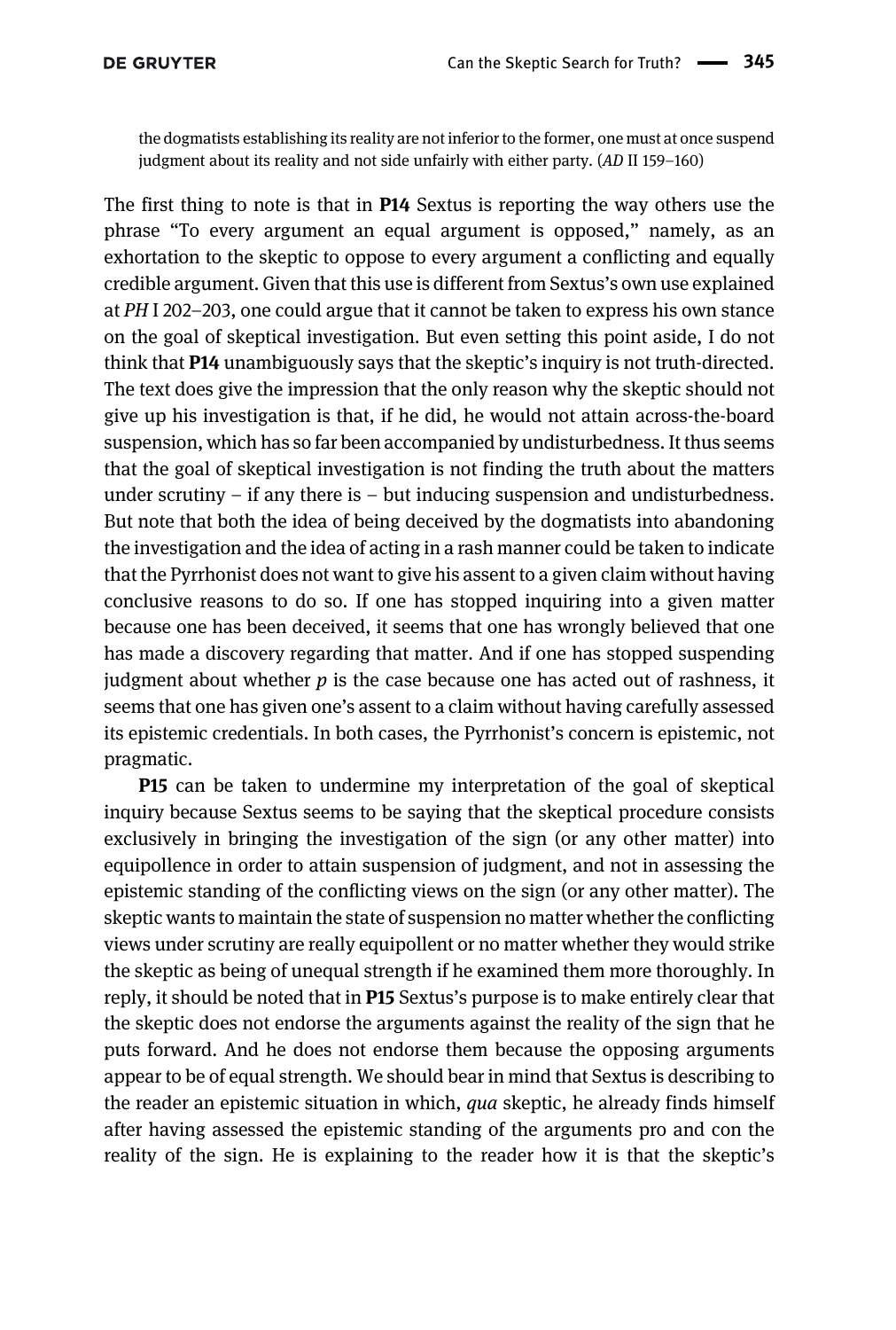the dogmatists establishing its reality are not inferior to the former, one must at once suspend judgment about its reality and not side unfairly with either party. (*AD* II 159–160)

The first thing to note is that in **P14** Sextus is reporting the way others use the phrase "To every argument an equal argument is opposed," namely, as an exhortation to the skeptic to oppose to every argument a conflicting and equally credible argument. Given that this use is different from Sextus's own use explained at *PH* I 202–203, one could argue that it cannot be taken to express his own stance on the goal of skeptical investigation. But even setting this point aside, I do not think that **P14** unambiguously says that the skeptic's inquiry is not truth-directed. The text does give the impression that the only reason why the skeptic should not give up his investigation is that, if he did, he would not attain across-the-board suspension, which has so far been accompanied by undisturbedness. It thus seems that the goal of skeptical investigation is not finding the truth about the matters under scrutiny – if any there is – but inducing suspension and undisturbedness. But note that both the idea of being deceived by the dogmatists into abandoning the investigation and the idea of acting in a rash manner could be taken to indicate that the Pyrrhonist does not want to give his assent to a given claim without having conclusive reasons to do so. If one has stopped inquiring into a given matter because one has been deceived, it seems that one has wrongly believed that one has made a discovery regarding that matter. And if one has stopped suspending judgment about whether *p* is the case because one has acted out of rashness, it seems that one has given one's assent to a claim without having carefully assessed its epistemic credentials. In both cases, the Pyrrhonist's concern is epistemic, not pragmatic.

**P15** can be taken to undermine my interpretation of the goal of skeptical inquiry because Sextus seems to be saying that the skeptical procedure consists exclusively in bringing the investigation of the sign (or any other matter) into equipollence in order to attain suspension of judgment, and not in assessing the epistemic standing of the conflicting views on the sign (or any other matter). The skeptic wants to maintain the state of suspension no matter whether the conflicting views under scrutiny are really equipollent or no matter whether they would strike the skeptic as being of unequal strength if he examined them more thoroughly. In reply, it should be noted that in **P15** Sextus's purpose is to make entirely clear that the skeptic does not endorse the arguments against the reality of the sign that he puts forward. And he does not endorse them because the opposing arguments appear to be of equal strength. We should bear in mind that Sextus is describing to the reader an epistemic situation in which, *qua* skeptic, he already finds himself after having assessed the epistemic standing of the arguments pro and con the reality of the sign. He is explaining to the reader how it is that the skeptic's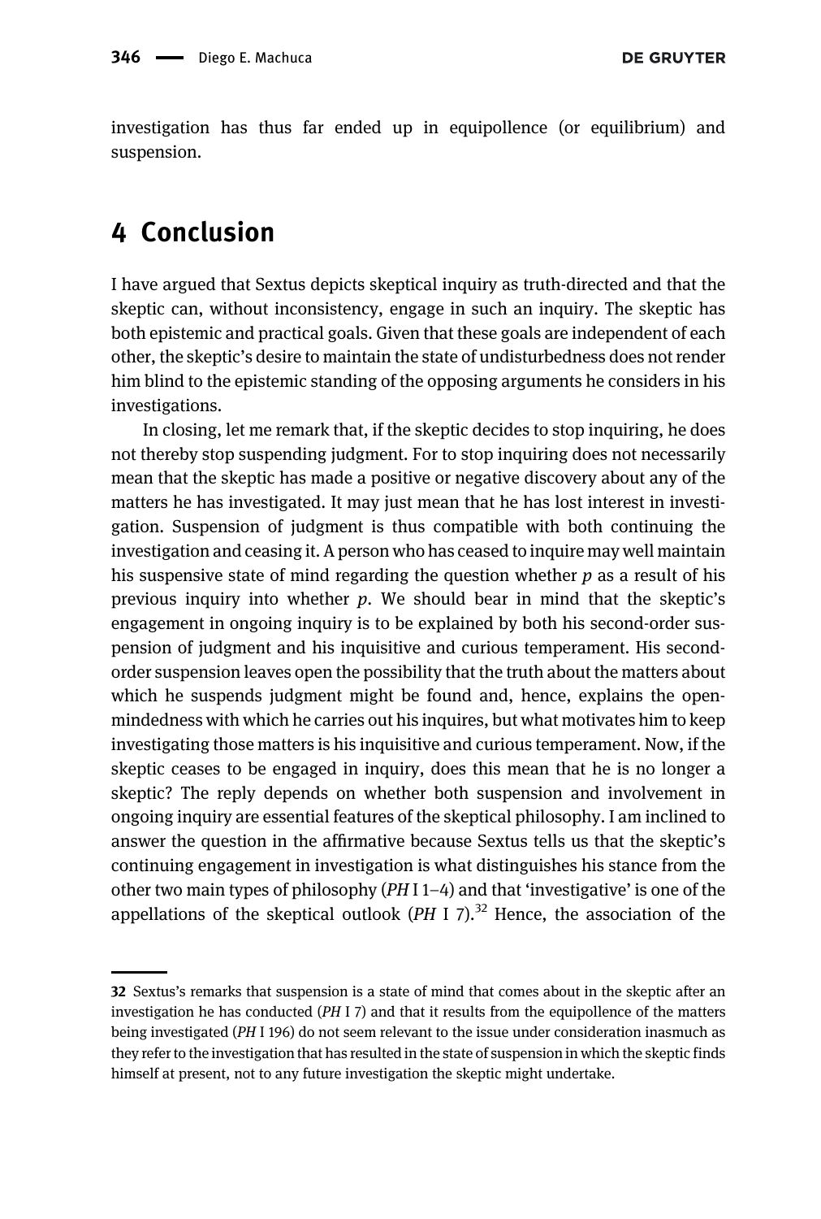investigation has thus far ended up in equipollence (or equilibrium) and suspension.

## 4 Conclusion

I have argued that Sextus depicts skeptical inquiry as truth-directed and that the skeptic can, without inconsistency, engage in such an inquiry. The skeptic has both epistemic and practical goals. Given that these goals are independent of each other, the skeptic's desire to maintain the state of undisturbedness does not render him blind to the epistemic standing of the opposing arguments he considers in his investigations.

In closing, let me remark that, if the skeptic decides to stop inquiring, he does not thereby stop suspending judgment. For to stop inquiring does not necessarily mean that the skeptic has made a positive or negative discovery about any of the matters he has investigated. It may just mean that he has lost interest in investigation. Suspension of judgment is thus compatible with both continuing the investigation and ceasing it. A person who has ceased to inquire may well maintain his suspensive state of mind regarding the question whether *p* as a result of his previous inquiry into whether *p*. We should bear in mind that the skeptic's engagement in ongoing inquiry is to be explained by both his second-order suspension of judgment and his inquisitive and curious temperament. His second-order suspension leaves open the possibility that the truth about the matters about which he suspends judgment might be found and, hence, explains the open-mindedness with which he carries out his inquires, but what motivates him to keep investigating those matters is his inquisitive and curious temperament. Now, if the skeptic ceases to be engaged in inquiry, does this mean that he is no longer a skeptic? The reply depends on whether both suspension and involvement in ongoing inquiry are essential features of the skeptical philosophy. I am inclined to answer the question in the affirmative because Sextus tells us that the skeptic's continuing engagement in investigation is what distinguishes his stance from the other two main types of philosophy (*PH* I 1–4) and that 'investigative' is one of the appellations of the skeptical outlook (*PH* I 7).[32] Hence, the association of the

---

32 Sextus's remarks that suspension is a state of mind that comes about in the skeptic after an investigation he has conducted (*PH* I 7) and that it results from the equipollence of the matters being investigated (*PH* I 196) do not seem relevant to the issue under consideration inasmuch as they refer to the investigation that has resulted in the state of suspension in which the skeptic finds himself at present, not to any future investigation the skeptic might undertake.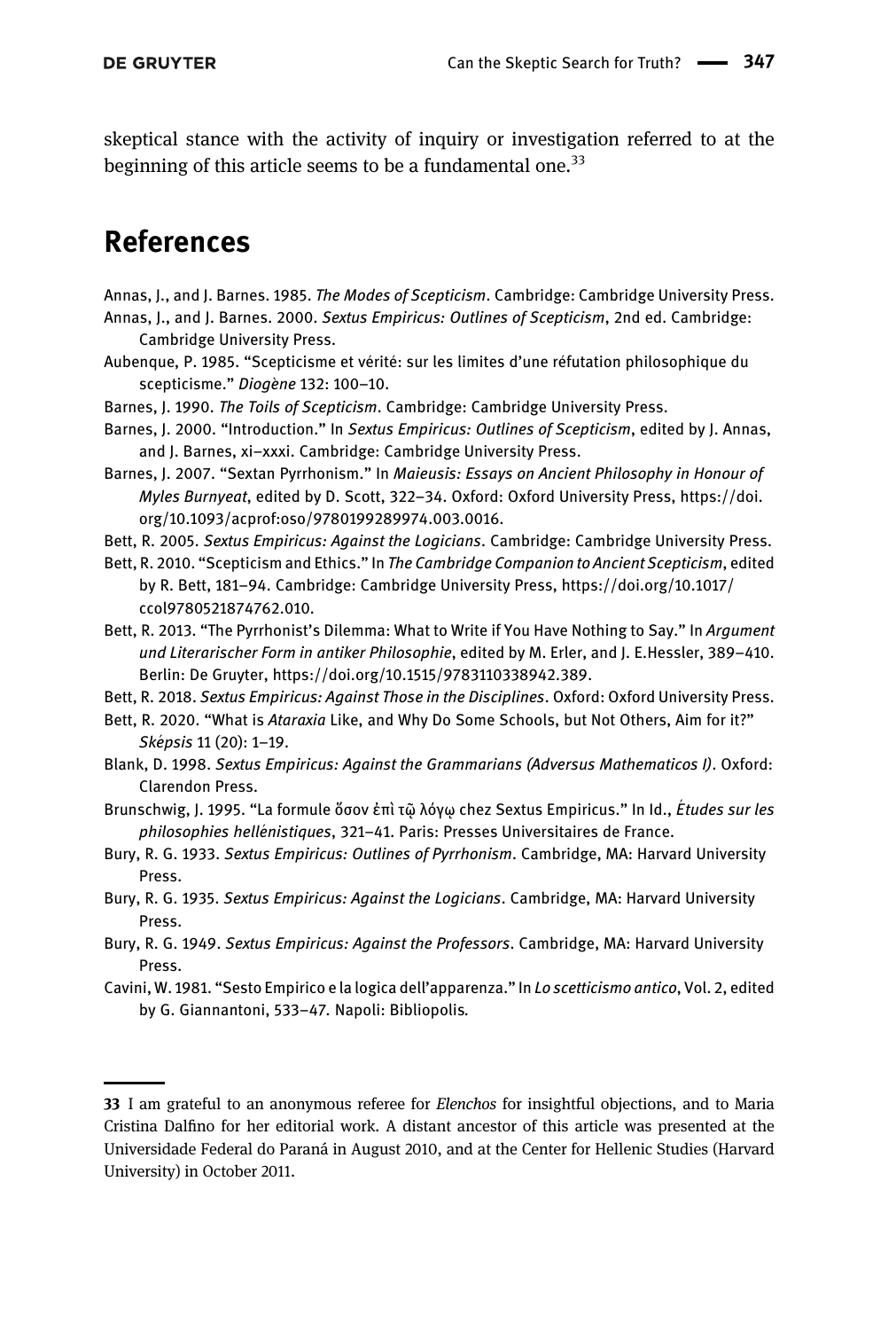skeptical stance with the activity of inquiry or investigation referred to at the beginning of this article seems to be a fundamental one.[33]

## References

Annas, J., and J. Barnes. 1985. *The Modes of Scepticism*. Cambridge: Cambridge University Press.

Annas, J., and J. Barnes. 2000. *Sextus Empiricus: Outlines of Scepticism*, 2nd ed. Cambridge: Cambridge University Press.

Aubenque, P. 1985. "Scepticisme et vérité: sur les limites d'une réfutation philosophique du scepticisme." *Diogène* 132: 100–10.

Barnes, J. 1990. *The Toils of Scepticism*. Cambridge: Cambridge University Press.

Barnes, J. 2000. "Introduction." In *Sextus Empiricus: Outlines of Scepticism*, edited by J. Annas, and J. Barnes, xi–xxxi. Cambridge: Cambridge University Press.

Barnes, J. 2007. "Sextan Pyrrhonism." In *Maieusis: Essays on Ancient Philosophy in Honour of Myles Burnyeat*, edited by D. Scott, 322–34. Oxford: Oxford University Press, https://doi.org/10.1093/acprof:oso/9780199289974.003.0016.

Bett, R. 2005. *Sextus Empiricus: Against the Logicians*. Cambridge: Cambridge University Press.

Bett, R. 2010. "Scepticism and Ethics." In *The Cambridge Companion to Ancient Scepticism*, edited by R. Bett, 181–94. Cambridge: Cambridge University Press, https://doi.org/10.1017/ccol9780521874762.010.

Bett, R. 2013. "The Pyrrhonist's Dilemma: What to Write if You Have Nothing to Say." In *Argument und Literarischer Form in antiker Philosophie*, edited by M. Erler, and J. E.Hessler, 389–410. Berlin: De Gruyter, https://doi.org/10.1515/9783110338942.389.

Bett, R. 2018. *Sextus Empiricus: Against Those in the Disciplines*. Oxford: Oxford University Press.

Bett, R. 2020. "What is *Ataraxia* Like, and Why Do Some Schools, but Not Others, Aim for it?" *Sképsis* 11 (20): 1–19.

Blank, D. 1998. *Sextus Empiricus: Against the Grammarians (Adversus Mathematicos I)*. Oxford: Clarendon Press.

Brunschwig, J. 1995. "La formule ὅσον ἐπὶ τῷ λόγῳ chez Sextus Empiricus." In Id., *Études sur les philosophies hellénistiques*, 321–41. Paris: Presses Universitaires de France.

Bury, R. G. 1933. *Sextus Empiricus: Outlines of Pyrrhonism*. Cambridge, MA: Harvard University Press.

Bury, R. G. 1935. *Sextus Empiricus: Against the Logicians*. Cambridge, MA: Harvard University Press.

Bury, R. G. 1949. *Sextus Empiricus: Against the Professors*. Cambridge, MA: Harvard University Press.

Cavini, W. 1981. "Sesto Empirico e la logica dell'apparenza." In *Lo scetticismo antico*, Vol. 2, edited by G. Giannantoni, 533–47. Napoli: Bibliopolis.

---

33 I am grateful to an anonymous referee for *Elenchos* for insightful objections, and to Maria Cristina Dalfino for her editorial work. A distant ancestor of this article was presented at the Universidade Federal do Paraná in August 2010, and at the Center for Hellenic Studies (Harvard University) in October 2011.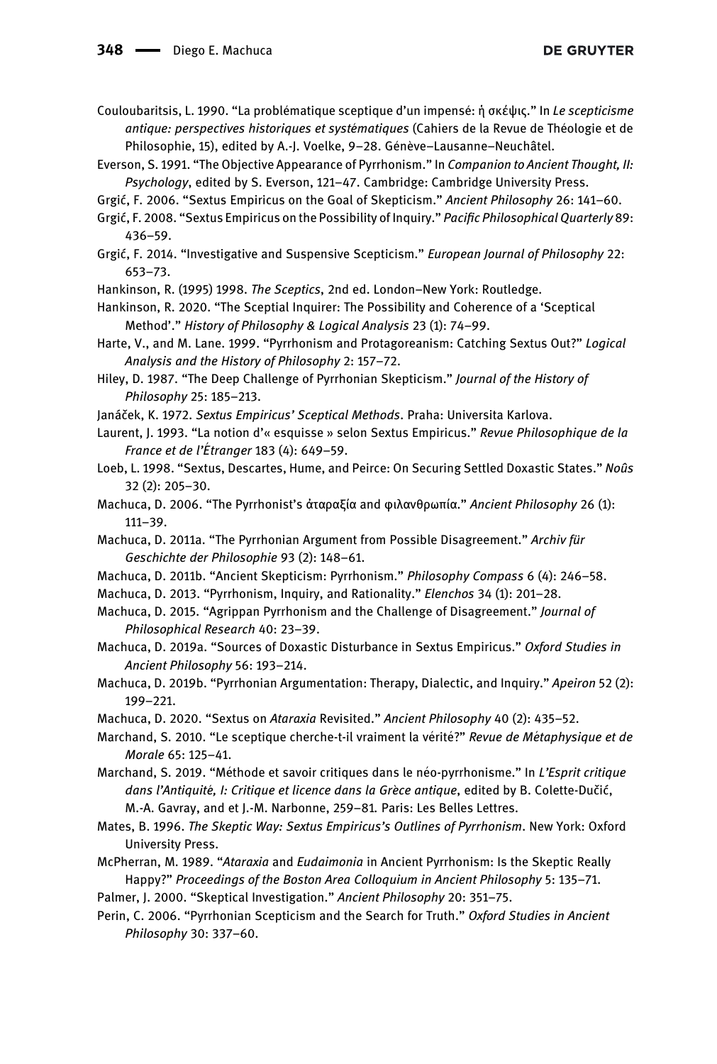Couloubaritsis, L. 1990. "La problématique sceptique d'un impensé: ἡ σκέψις." In *Le scepticisme antique: perspectives historiques et systématiques* (Cahiers de la Revue de Théologie et de Philosophie, 15), edited by A.-J. Voelke, 9–28. Génève–Lausanne–Neuchâtel.

Everson, S. 1991. "The Objective Appearance of Pyrrhonism." In *Companion to Ancient Thought, II: Psychology*, edited by S. Everson, 121–47. Cambridge: Cambridge University Press.

Grgić, F. 2006. "Sextus Empiricus on the Goal of Skepticism." *Ancient Philosophy* 26: 141–60.

Grgić, F. 2008. "Sextus Empiricus on the Possibility of Inquiry." *Pacific Philosophical Quarterly* 89: 436–59.

Grgić, F. 2014. "Investigative and Suspensive Scepticism." *European Journal of Philosophy* 22: 653–73.

Hankinson, R. (1995) 1998. *The Sceptics*, 2nd ed. London–New York: Routledge.

Hankinson, R. 2020. "The Sceptial Inquirer: The Possibility and Coherence of a 'Sceptical Method'." *History of Philosophy & Logical Analysis* 23 (1): 74–99.

Harte, V., and M. Lane. 1999. "Pyrrhonism and Protagoreanism: Catching Sextus Out?" *Logical Analysis and the History of Philosophy* 2: 157–72.

Hiley, D. 1987. "The Deep Challenge of Pyrrhonian Skepticism." *Journal of the History of Philosophy* 25: 185–213.

Janáček, K. 1972. *Sextus Empiricus' Sceptical Methods*. Praha: Universita Karlova.

Laurent, J. 1993. "La notion d'« esquisse » selon Sextus Empiricus." *Revue Philosophique de la France et de l'Étranger* 183 (4): 649–59.

Loeb, L. 1998. "Sextus, Descartes, Hume, and Peirce: On Securing Settled Doxastic States." *Noûs* 32 (2): 205–30.

Machuca, D. 2006. "The Pyrrhonist's ἀταραξία and φιλανθρωπία." *Ancient Philosophy* 26 (1): 111–39.

Machuca, D. 2011a. "The Pyrrhonian Argument from Possible Disagreement." *Archiv für Geschichte der Philosophie* 93 (2): 148–61.

Machuca, D. 2011b. "Ancient Skepticism: Pyrrhonism." *Philosophy Compass* 6 (4): 246–58.

Machuca, D. 2013. "Pyrrhonism, Inquiry, and Rationality." *Elenchos* 34 (1): 201–28.

Machuca, D. 2015. "Agrippan Pyrrhonism and the Challenge of Disagreement." *Journal of Philosophical Research* 40: 23–39.

Machuca, D. 2019a. "Sources of Doxastic Disturbance in Sextus Empiricus." *Oxford Studies in Ancient Philosophy* 56: 193–214.

Machuca, D. 2019b. "Pyrrhonian Argumentation: Therapy, Dialectic, and Inquiry." *Apeiron* 52 (2): 199–221.

Machuca, D. 2020. "Sextus on *Ataraxia* Revisited." *Ancient Philosophy* 40 (2): 435–52.

Marchand, S. 2010. "Le sceptique cherche-t-il vraiment la vérité?" *Revue de Métaphysique et de Morale* 65: 125–41.

Marchand, S. 2019. "Méthode et savoir critiques dans le néo-pyrrhonisme." In *L'Esprit critique dans l'Antiquité, I: Critique et licence dans la Grèce antique*, edited by B. Colette-Dučić, M.-A. Gavray, and et J.-M. Narbonne, 259–81. Paris: Les Belles Lettres.

Mates, B. 1996. *The Skeptic Way: Sextus Empiricus's Outlines of Pyrrhonism*. New York: Oxford University Press.

McPherran, M. 1989. "*Ataraxia* and *Eudaimonia* in Ancient Pyrrhonism: Is the Skeptic Really Happy?" *Proceedings of the Boston Area Colloquium in Ancient Philosophy* 5: 135–71.

Palmer, J. 2000. "Skeptical Investigation." *Ancient Philosophy* 20: 351–75.

Perin, C. 2006. "Pyrrhonian Scepticism and the Search for Truth." *Oxford Studies in Ancient Philosophy* 30: 337–60.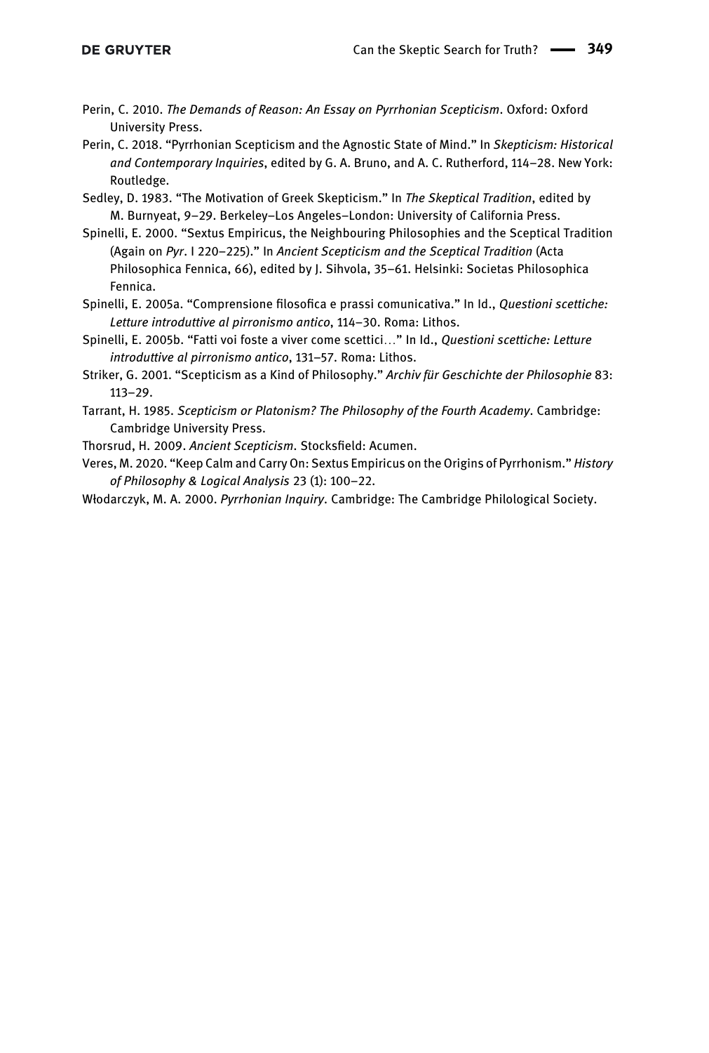Perin, C. 2010. *The Demands of Reason: An Essay on Pyrrhonian Scepticism*. Oxford: Oxford University Press.

Perin, C. 2018. "Pyrrhonian Scepticism and the Agnostic State of Mind." In *Skepticism: Historical and Contemporary Inquiries*, edited by G. A. Bruno, and A. C. Rutherford, 114–28. New York: Routledge.

Sedley, D. 1983. "The Motivation of Greek Skepticism." In *The Skeptical Tradition*, edited by M. Burnyeat, 9–29. Berkeley–Los Angeles–London: University of California Press.

Spinelli, E. 2000. "Sextus Empiricus, the Neighbouring Philosophies and the Sceptical Tradition (Again on *Pyr*. I 220–225)." In *Ancient Scepticism and the Sceptical Tradition* (Acta Philosophica Fennica, 66), edited by J. Sihvola, 35–61. Helsinki: Societas Philosophica Fennica.

Spinelli, E. 2005a. "Comprensione filosofica e prassi comunicativa." In Id., *Questioni scettiche: Letture introduttive al pirronismo antico*, 114–30. Roma: Lithos.

Spinelli, E. 2005b. "Fatti voi foste a viver come scettici…" In Id., *Questioni scettiche: Letture introduttive al pirronismo antico*, 131–57. Roma: Lithos.

Striker, G. 2001. "Scepticism as a Kind of Philosophy." *Archiv für Geschichte der Philosophie* 83: 113–29.

Tarrant, H. 1985. *Scepticism or Platonism? The Philosophy of the Fourth Academy*. Cambridge: Cambridge University Press.

Thorsrud, H. 2009. *Ancient Scepticism*. Stocksfield: Acumen.

Veres, M. 2020. "Keep Calm and Carry On: Sextus Empiricus on the Origins of Pyrrhonism." *History of Philosophy & Logical Analysis* 23 (1): 100–22.

Włodarczyk, M. A. 2000. *Pyrrhonian Inquiry*. Cambridge: The Cambridge Philological Society.